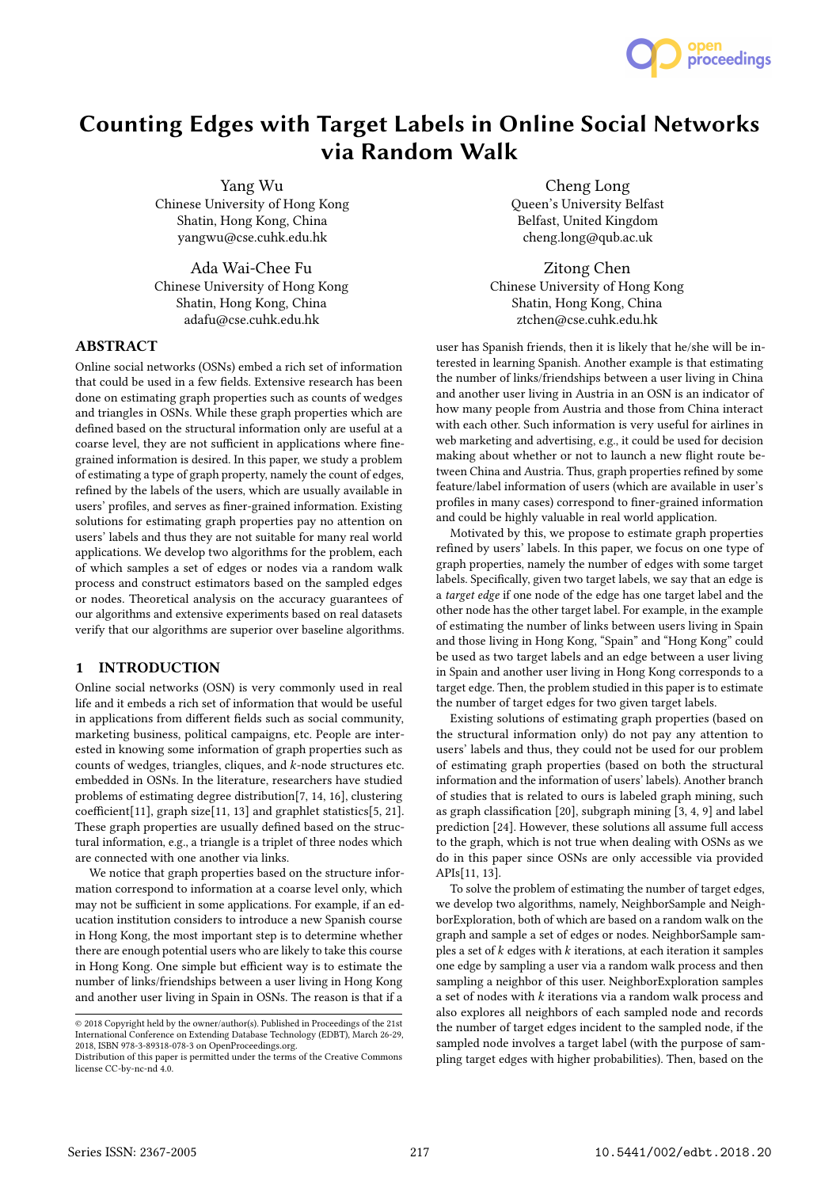# Counting Edges with Target Labels in Online Social Networks via Random Walk

Yang Wu
Chinese University of Hong Kong
Shatin, Hong Kong, China
yangwu@cse.cuhk.edu.hk

Cheng Long
Queen's University Belfast
Belfast, United Kingdom
cheng.long@qub.ac.uk

Ada Wai-Chee Fu
Chinese University of Hong Kong
Shatin, Hong Kong, China
adafu@cse.cuhk.edu.hk

Zitong Chen
Chinese University of Hong Kong
Shatin, Hong Kong, China
ztchen@cse.cuhk.edu.hk

## ABSTRACT

Online social networks (OSNs) embed a rich set of information that could be used in a few fields. Extensive research has been done on estimating graph properties such as counts of wedges and triangles in OSNs. While these graph properties which are defined based on the structural information only are useful at a coarse level, they are not sufficient in applications where fine-grained information is desired. In this paper, we study a problem of estimating a type of graph property, namely the count of edges, refined by the labels of the users, which are usually available in users' profiles, and serves as finer-grained information. Existing solutions for estimating graph properties pay no attention on users' labels and thus they are not suitable for many real world applications. We develop two algorithms for the problem, each of which samples a set of edges or nodes via a random walk process and construct estimators based on the sampled edges or nodes. Theoretical analysis on the accuracy guarantees of our algorithms and extensive experiments based on real datasets verify that our algorithms are superior over baseline algorithms.

## 1 INTRODUCTION

Online social networks (OSN) is very commonly used in real life and it embeds a rich set of information that would be useful in applications from different fields such as social community, marketing business, political campaigns, etc. People are interested in knowing some information of graph properties such as counts of wedges, triangles, cliques, and $k$-node structures etc. embedded in OSNs. In the literature, researchers have studied problems of estimating degree distribution[7, 14, 16], clustering coefficient[11], graph size[11, 13] and graphlet statistics[5, 21]. These graph properties are usually defined based on the structural information, e.g., a triangle is a triplet of three nodes which are connected with one another via links.

We notice that graph properties based on the structure information correspond to information at a coarse level only, which may not be sufficient in some applications. For example, if an education institution considers to introduce a new Spanish course in Hong Kong, the most important step is to determine whether there are enough potential users who are likely to take this course in Hong Kong. One simple but efficient way is to estimate the number of links/friendships between a user living in Hong Kong and another user living in Spain in OSNs. The reason is that if a user has Spanish friends, then it is likely that he/she will be interested in learning Spanish. Another example is that estimating the number of links/friendships between a user living in China and another user living in Austria in an OSN is an indicator of how many people from Austria and those from China interact with each other. Such information is very useful for airlines in web marketing and advertising, e.g., it could be used for decision making about whether or not to launch a new flight route between China and Austria. Thus, graph properties refined by some feature/label information of users (which are available in user's profiles in many cases) correspond to finer-grained information and could be highly valuable in real world application.

Motivated by this, we propose to estimate graph properties refined by users' labels. In this paper, we focus on one type of graph properties, namely the number of edges with some target labels. Specifically, given two target labels, we say that an edge is a *target edge* if one node of the edge has one target label and the other node has the other target label. For example, in the example of estimating the number of links between users living in Spain and those living in Hong Kong, "Spain" and "Hong Kong" could be used as two target labels and an edge between a user living in Spain and another user living in Hong Kong corresponds to a target edge. Then, the problem studied in this paper is to estimate the number of target edges for two given target labels.

Existing solutions of estimating graph properties (based on the structural information only) do not pay any attention to users' labels and thus, they could not be used for our problem of estimating graph properties (based on both the structural information and the information of users' labels). Another branch of studies that is related to ours is labeled graph mining, such as graph classification [20], subgraph mining [3, 4, 9] and label prediction [24]. However, these solutions all assume full access to the graph, which is not true when dealing with OSNs as we do in this paper since OSNs are only accessible via provided APIs[11, 13].

To solve the problem of estimating the number of target edges, we develop two algorithms, namely, NeighborSample and NeighborExploration, both of which are based on a random walk on the graph and sample a set of edges or nodes. NeighborSample samples a set of $k$ edges with $k$ iterations, at each iteration it samples one edge by sampling a user via a random walk process and then sampling a neighbor of this user. NeighborExploration samples a set of nodes with $k$ iterations via a random walk process and also explores all neighbors of each sampled node and records the number of target edges incident to the sampled node, if the sampled node involves a target label (with the purpose of sampling target edges with higher probabilities). Then, based on the

© 2018 Copyright held by the owner/author(s). Published in Proceedings of the 21st International Conference on Extending Database Technology (EDBT), March 26-29, 2018, ISBN 978-3-89318-078-3 on OpenProceedings.org.
Distribution of this paper is permitted under the terms of the Creative Commons license CC-by-nc-nd 4.0.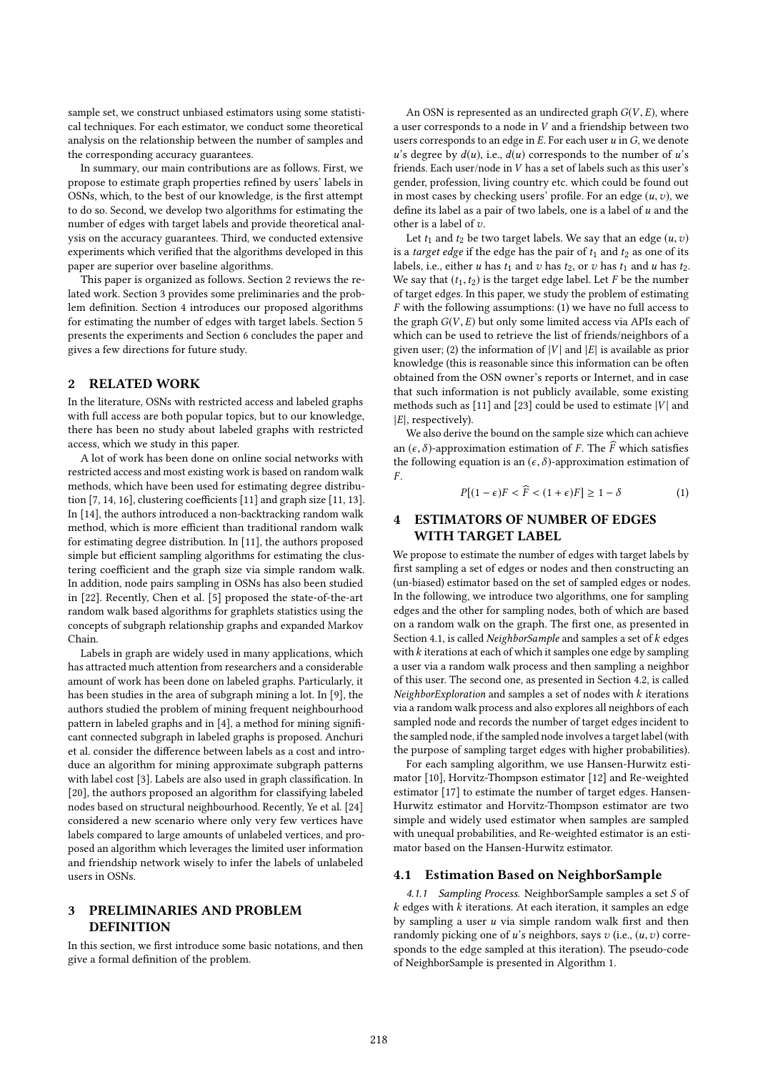sample set, we construct unbiased estimators using some statistical techniques. For each estimator, we conduct some theoretical analysis on the relationship between the number of samples and the corresponding accuracy guarantees.

In summary, our main contributions are as follows. First, we propose to estimate graph properties refined by users' labels in OSNs, which, to the best of our knowledge, is the first attempt to do so. Second, we develop two algorithms for estimating the number of edges with target labels and provide theoretical analysis on the accuracy guarantees. Third, we conducted extensive experiments which verified that the algorithms developed in this paper are superior over baseline algorithms.

This paper is organized as follows. Section 2 reviews the related work. Section 3 provides some preliminaries and the problem definition. Section 4 introduces our proposed algorithms for estimating the number of edges with target labels. Section 5 presents the experiments and Section 6 concludes the paper and gives a few directions for future study.

## 2 RELATED WORK

In the literature, OSNs with restricted access and labeled graphs with full access are both popular topics, but to our knowledge, there has been no study about labeled graphs with restricted access, which we study in this paper.

A lot of work has been done on online social networks with restricted access and most existing work is based on random walk methods, which have been used for estimating degree distribution [7, 14, 16], clustering coefficients [11] and graph size [11, 13]. In [14], the authors introduced a non-backtracking random walk method, which is more efficient than traditional random walk for estimating degree distribution. In [11], the authors proposed simple but efficient sampling algorithms for estimating the clustering coefficient and the graph size via simple random walk. In addition, node pairs sampling in OSNs has also been studied in [22]. Recently, Chen et al. [5] proposed the state-of-the-art random walk based algorithms for graphlets statistics using the concepts of subgraph relationship graphs and expanded Markov Chain.

Labels in graph are widely used in many applications, which has attracted much attention from researchers and a considerable amount of work has been done on labeled graphs. Particularly, it has been studies in the area of subgraph mining a lot. In [9], the authors studied the problem of mining frequent neighbourhood pattern in labeled graphs and in [4], a method for mining significant connected subgraph in labeled graphs is proposed. Anchuri et al. consider the difference between labels as a cost and introduce an algorithm for mining approximate subgraph patterns with label cost [3]. Labels are also used in graph classification. In [20], the authors proposed an algorithm for classifying labeled nodes based on structural neighbourhood. Recently, Ye et al. [24] considered a new scenario where only very few vertices have labels compared to large amounts of unlabeled vertices, and proposed an algorithm which leverages the limited user information and friendship network wisely to infer the labels of unlabeled users in OSNs.

## 3 PRELIMINARIES AND PROBLEM DEFINITION

In this section, we first introduce some basic notations, and then give a formal definition of the problem.

An OSN is represented as an undirected graph $G(V, E)$, where a user corresponds to a node in $V$ and a friendship between two users corresponds to an edge in $E$. For each user $u$ in $G$, we denote $u$'s degree by $d(u)$, i.e., $d(u)$ corresponds to the number of $u$'s friends. Each user/node in $V$ has a set of labels such as this user's gender, profession, living country etc. which could be found out in most cases by checking users' profile. For an edge $(u, v)$, we define its label as a pair of two labels, one is a label of $u$ and the other is a label of $v$.

Let $t_1$ and $t_2$ be two target labels. We say that an edge $(u, v)$ is a *target edge* if the edge has the pair of $t_1$ and $t_2$ as one of its labels, i.e., either $u$ has $t_1$ and $v$ has $t_2$, or $v$ has $t_1$ and $u$ has $t_2$. We say that $(t_1, t_2)$ is the target edge label. Let $F$ be the number of target edges. In this paper, we study the problem of estimating $F$ with the following assumptions: (1) we have no full access to the graph $G(V, E)$ but only some limited access via APIs each of which can be used to retrieve the list of friends/neighbors of a given user; (2) the information of $|V|$ and $|E|$ is available as prior knowledge (this is reasonable since this information can be often obtained from the OSN owner's reports or Internet, and in case that such information is not publicly available, some existing methods such as [11] and [23] could be used to estimate $|V|$ and $|E|$, respectively).

We also derive the bound on the sample size which can achieve an $(\epsilon, \delta)$-approximation estimation of $F$. The $\widehat{F}$ which satisfies the following equation is an $(\epsilon, \delta)$-approximation estimation of $F$.

$$P[(1-\epsilon)F < \widehat{F} < (1+\epsilon)F] \geq 1-\delta \tag{1}$$

## 4 ESTIMATORS OF NUMBER OF EDGES WITH TARGET LABEL

We propose to estimate the number of edges with target labels by first sampling a set of edges or nodes and then constructing an (un-biased) estimator based on the set of sampled edges or nodes. In the following, we introduce two algorithms, one for sampling edges and the other for sampling nodes, both of which are based on a random walk on the graph. The first one, as presented in Section 4.1, is called *NeighborSample* and samples a set of $k$ edges with $k$ iterations at each of which it samples one edge by sampling a user via a random walk process and then sampling a neighbor of this user. The second one, as presented in Section 4.2, is called *NeighborExploration* and samples a set of nodes with $k$ iterations via a random walk process and also explores all neighbors of each sampled node and records the number of target edges incident to the sampled node, if the sampled node involves a target label (with the purpose of sampling target edges with higher probabilities).

For each sampling algorithm, we use Hansen-Hurwitz estimator [10], Horvitz-Thompson estimator [12] and Re-weighted estimator [17] to estimate the number of target edges. Hansen-Hurwitz estimator and Horvitz-Thompson estimator are two simple and widely used estimator when samples are sampled with unequal probabilities, and Re-weighted estimator is an estimator based on the Hansen-Hurwitz estimator.

### 4.1 Estimation Based on NeighborSample

*4.1.1 Sampling Process.* NeighborSample samples a set $S$ of $k$ edges with $k$ iterations. At each iteration, it samples an edge by sampling a user $u$ via simple random walk first and then randomly picking one of $u$'s neighbors, says $v$ (i.e., $(u, v)$ corresponds to the edge sampled at this iteration). The pseudo-code of NeighborSample is presented in Algorithm 1.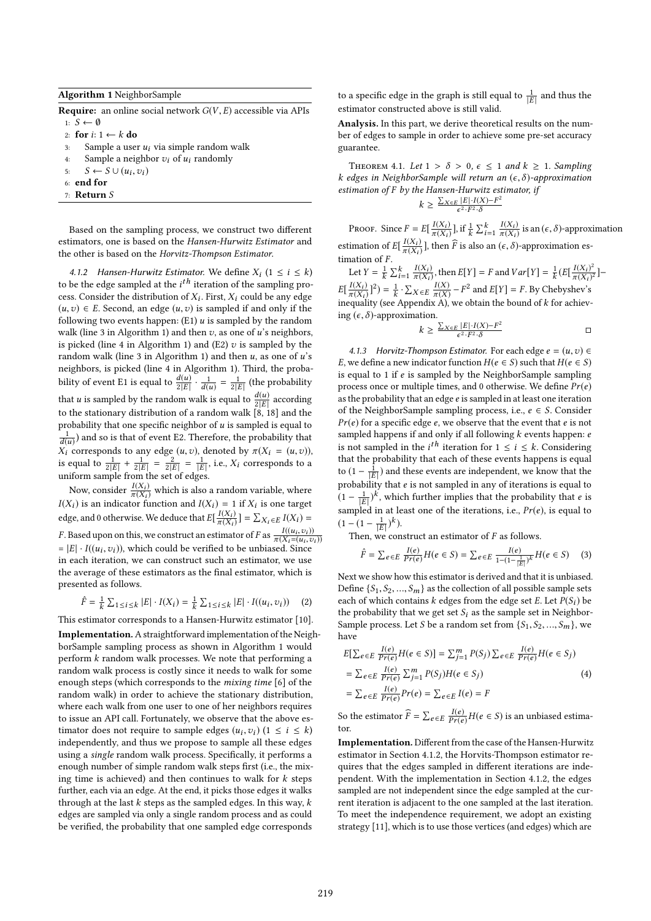**Algorithm 1** NeighborSample

**Require:** an online social network $G(V, E)$ accessible via APIs

1: $S \leftarrow \emptyset$
2: **for** $i$: $1 \leftarrow k$ **do**
3: Sample a user $u_i$ via simple random walk
4: Sample a neighbor $v_i$ of $u_i$ randomly
5: $S \leftarrow S \cup (u_i, v_i)$
6: **end for**
7: **Return** $S$

Based on the sampling process, we construct two different estimators, one is based on the *Hansen-Hurwitz Estimator* and the other is based on the *Horvitz-Thompson Estimator.*

#### 4.1.2 Hansen-Hurwitz Estimator.

We define $X_i$ ($1 \leq i \leq k$) to be the edge sampled at the $i^{th}$ iteration of the sampling process. Consider the distribution of $X_i$. First, $X_i$ could be any edge $(u, v) \in E$. Second, an edge $(u, v)$ is sampled if and only if the following two events happen: (E1) $u$ is sampled by the random walk (line 3 in Algorithm 1) and then $v$, as one of $u$'s neighbors, is picked (line 4 in Algorithm 1) and (E2) $v$ is sampled by the random walk (line 3 in Algorithm 1) and then $u$, as one of $u$'s neighbors, is picked (line 4 in Algorithm 1). Third, the probability of event E1 is equal to $\frac{d(u)}{2|E|} \cdot \frac{1}{d(u)} = \frac{1}{2|E|}$ (the probability that $u$ is sampled by the random walk is equal to $\frac{d(u)}{2|E|}$ according to the stationary distribution of a random walk [8, 18] and the probability that one specific neighbor of $u$ is sampled is equal to $\frac{1}{d(u)}$) and so is that of event E2. Therefore, the probability that $X_i$ corresponds to any edge $(u, v)$, denoted by $\pi(X_i = (u, v))$, is equal to $\frac{1}{2|E|} + \frac{1}{2|E|} = \frac{2}{2|E|} = \frac{1}{|E|}$, i.e., $X_i$ corresponds to a uniform sample from the set of edges.

Now, consider $\frac{I(X_i)}{\pi(X_i)}$ which is also a random variable, where $I(X_i)$ is an indicator function and $I(X_i) = 1$ if $X_i$ is one target edge, and 0 otherwise. We deduce that $E[\frac{I(X_i)}{\pi(X_i)}] = \sum_{X_i \in E} I(X_i) = F$. Based upon on this, we construct an estimator of $F$ as $\frac{I((u_i, v_i))}{\pi(X_i = (u_i, v_i))}$ $= |E| \cdot I((u_i, v_i))$, which could be verified to be unbiased. Since in each iteration, we can construct such an estimator, we use the average of these estimators as the final estimator, which is presented as follows.

$$\hat{F} = \frac{1}{k} \sum_{1 \leq i \leq k} |E| \cdot I(X_i) = \frac{1}{k} \sum_{1 \leq i \leq k} |E| \cdot I((u_i, v_i)) \quad (2)$$

This estimator corresponds to a Hansen-Hurwitz estimator [10].

**Implementation.** A straightforward implementation of the NeighborSample sampling process as shown in Algorithm 1 would perform $k$ random walk processes. We note that performing a random walk process is costly since it needs to walk for some enough steps (which corresponds to the *mixing time* [6] of the random walk) in order to achieve the stationary distribution, where each walk from one user to one of her neighbors requires to issue an API call. Fortunately, we observe that the above estimator does not require to sample edges $(u_i, v_i)$ ($1 \leq i \leq k$) independently, and thus we propose to sample all these edges using a *single* random walk process. Specifically, it performs a enough number of simple random walk steps first (i.e., the mixing time is achieved) and then continues to walk for $k$ steps further, each via an edge. At the end, it picks those edges it walks through at the last $k$ steps as the sampled edges. In this way, $k$ edges are sampled via only a single random process and as could be verified, the probability that one sampled edge corresponds to a specific edge in the graph is still equal to $\frac{1}{|E|}$ and thus the estimator constructed above is still valid.

**Analysis.** In this part, we derive theoretical results on the number of edges to sample in order to achieve some pre-set accuracy guarantee.

THEOREM 4.1. *Let $1 > \delta > 0$, $\epsilon \leq 1$ and $k \geq 1$. Sampling $k$ edges in NeighborSample will return an $(\epsilon, \delta)$-approximation estimation of $F$ by the Hansen-Hurwitz estimator, if*

$$k \geq \frac{\sum_{X \in E} |E| \cdot I(X) - F^2}{\epsilon^2 \cdot F^2 \cdot \delta}$$

PROOF. Since $F = E[\frac{I(X_i)}{\pi(X_i)}]$, if $\frac{1}{k} \sum_{i=1}^{k} \frac{I(X_i)}{\pi(X_i)}$ is an $(\epsilon, \delta)$-approximation estimation of $E[\frac{I(X_i)}{\pi(X_i)}]$, then $\widehat{F}$ is also an $(\epsilon, \delta)$-approximation estimation of $F$.

Let $Y = \frac{1}{k} \sum_{i=1}^{k} \frac{I(X_i)}{\pi(X_i)}$, then $E[Y] = F$ and $Var[Y] = \frac{1}{k}(E[\frac{I(X_i)^2}{\pi(X_i)^2}] - E[\frac{I(X_i)}{\pi(X_i)}]^2) = \frac{1}{k} \cdot \sum_{X \in E} \frac{I(X)}{\pi(X)} - F^2$ and $E[Y] = F$. By Chebyshev's inequality (see Appendix A), we obtain the bound of $k$ for achieving $(\epsilon, \delta)$-approximation.

$$k \geq \frac{\sum_{X \in E} |E| \cdot I(X) - F^2}{\epsilon^2 \cdot F^2 \cdot \delta}$$

□

#### 4.1.3 Horvitz-Thompson Estimator.

For each edge $e = (u, v) \in E$, we define a new indicator function $H(e \in S)$ such that $H(e \in S)$ is equal to 1 if $e$ is sampled by the NeighborSample sampling process once or multiple times, and 0 otherwise. We define $Pr(e)$ as the probability that an edge $e$ is sampled in at least one iteration of the NeighborSample sampling process, i.e., $e \in S$. Consider $Pr(e)$ for a specific edge $e$, we observe that the event that $e$ is not sampled happens if and only if all following $k$ events happen: $e$ is not sampled in the $i^{th}$ iteration for $1 \leq i \leq k$. Considering that the probability that each of these events happens is equal to $(1 - \frac{1}{|E|})$ and these events are independent, we know that the probability that $e$ is not sampled in any of iterations is equal to $(1 - \frac{1}{|E|})^k$, which further implies that the probability that $e$ is sampled in at least one of the iterations, i.e., $Pr(e)$, is equal to $(1 - (1 - \frac{1}{|E|})^k)$.

Then, we construct an estimator of $F$ as follows.

$$\hat{F} = \sum_{e \in E} \frac{I(e)}{Pr(e)} H(e \in S) = \sum_{e \in E} \frac{I(e)}{1 - (1 - \frac{1}{|E|})^k} H(e \in S) \quad (3)$$

Next we show how this estimator is derived and that it is unbiased. Define $\{S_1, S_2, ..., S_m\}$ as the collection of all possible sample sets each of which contains $k$ edges from the edge set $E$. Let $P(S_i)$ be the probability that we get set $S_i$ as the sample set in NeighborSample process. Let $S$ be a random set from $\{S_1, S_2, ..., S_m\}$, we have

$$\begin{aligned}
E[\sum_{e \in E} \frac{I(e)}{Pr(e)} H(e \in S)] &= \sum_{j=1}^{m} P(S_j) \sum_{e \in E} \frac{I(e)}{Pr(e)} H(e \in S_j) \\
&= \sum_{e \in E} \frac{I(e)}{Pr(e)} \sum_{j=1}^{m} P(S_j) H(e \in S_j) \\
&= \sum_{e \in E} \frac{I(e)}{Pr(e)} Pr(e) = \sum_{e \in E} I(e) = F
\end{aligned} \quad (4)$$

So the estimator $\widehat{F} = \sum_{e \in E} \frac{I(e)}{Pr(e)} H(e \in S)$ is an unbiased estimator.

**Implementation.** Different from the case of the Hansen-Hurwitz estimator in Section 4.1.2, the Horvits-Thompson estimator requires that the edges sampled in different iterations are independent. With the implementation in Section 4.1.2, the edges sampled are not independent since the edge sampled at the current iteration is adjacent to the one sampled at the last iteration. To meet the independence requirement, we adopt an existing strategy [11], which is to use those vertices (and edges) which are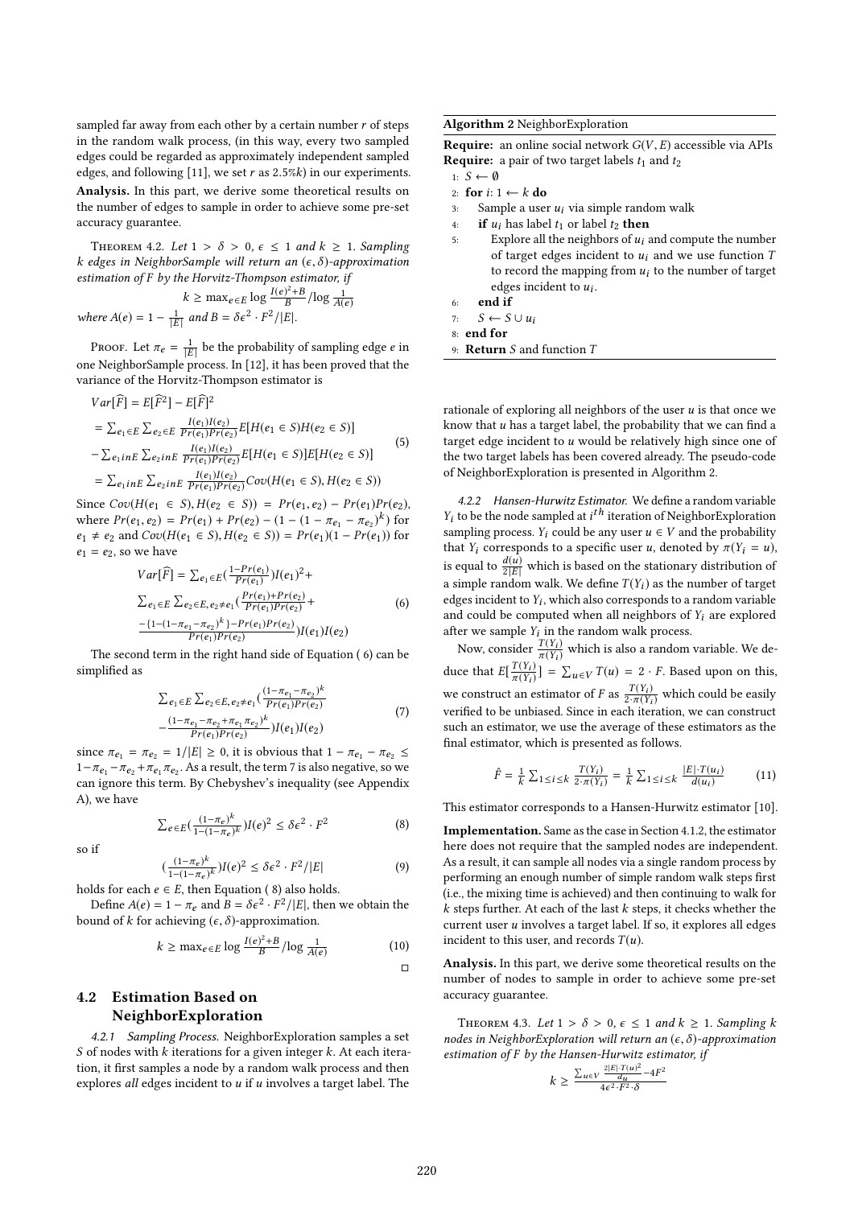sampled far away from each other by a certain number $r$ of steps in the random walk process, (in this way, every two sampled edges could be regarded as approximately independent sampled edges, and following [11], we set $r$ as 2.5%$k$) in our experiments.

**Analysis.** In this part, we derive some theoretical results on the number of edges to sample in order to achieve some pre-set accuracy guarantee.

THEOREM 4.2. *Let $1 > \delta > 0$, $\epsilon \leq 1$ and $k \geq 1$. Sampling $k$ edges in NeighborSample will return an $(\epsilon, \delta)$-approximation estimation of $F$ by the Horvitz-Thompson estimator, if*

$$k \geq \max_{e \in E} \log \frac{I(e)^2 + B}{B} / \log \frac{1}{A(e)}$$

*where $A(e) = 1 - \frac{1}{|E|}$ and $B = \delta\epsilon^2 \cdot F^2 / |E|$.*

PROOF. Let $\pi_e = \frac{1}{|E|}$ be the probability of sampling edge $e$ in one NeighborSample process. In [12], it has been proved that the variance of the Horvitz-Thompson estimator is

$$\begin{aligned}
&Var[\widehat{F}] = E[\widehat{F}^2] - E[\widehat{F}]^2 \\
&= \sum_{e_1 \in E} \sum_{e_2 \in E} \frac{I(e_1)I(e_2)}{Pr(e_1)Pr(e_2)} E[H(e_1 \in S)H(e_2 \in S)] \\
&- \sum_{e_1 in E} \sum_{e_2 in E} \frac{I(e_1)I(e_2)}{Pr(e_1)Pr(e_2)} E[H(e_1 \in S)]E[H(e_2 \in S)] \\
&= \sum_{e_1 in E} \sum_{e_2 in E} \frac{I(e_1)I(e_2)}{Pr(e_1)Pr(e_2)} Cov(H(e_1 \in S), H(e_2 \in S))
\end{aligned} \tag{5}$$

Since $Cov(H(e_1 \in S), H(e_2 \in S)) = Pr(e_1, e_2) - Pr(e_1)Pr(e_2)$, where $Pr(e_1, e_2) = Pr(e_1) + Pr(e_2) - (1 - (1 - \pi_{e_1} - \pi_{e_2})^k)$ for $e_1 \neq e_2$ and $Cov(H(e_1 \in S), H(e_2 \in S)) = Pr(e_1)(1 - Pr(e_1))$ for $e_1 = e_2$, so we have

$$\begin{aligned}
&Var[\widehat{F}] = \sum_{e_1 \in E} \left(\frac{1 - Pr(e_1)}{Pr(e_1)}\right) I(e_1)^2 + \\
&\sum_{e_1 \in E} \sum_{e_2 \in E, e_2 \neq e_1} \Big(\frac{Pr(e_1) + Pr(e_2)}{Pr(e_1)Pr(e_2)} + \\
&\frac{-\{1 - (1 - \pi_{e_1} - \pi_{e_2})^k\} - Pr(e_1)Pr(e_2)}{Pr(e_1)Pr(e_2)}\Big) I(e_1)I(e_2)
\end{aligned} \tag{6}$$

The second term in the right hand side of Equation ( 6) can be simplified as

$$\begin{aligned}
&\sum_{e_1 \in E} \sum_{e_2 \in E, e_2 \neq e_1} \Big(\frac{(1 - \pi_{e_1} - \pi_{e_2})^k}{Pr(e_1)Pr(e_2)} \\
&- \frac{(1 - \pi_{e_1} - \pi_{e_2} + \pi_{e_1}\pi_{e_2})^k}{Pr(e_1)Pr(e_2)}\Big) I(e_1)I(e_2)
\end{aligned} \tag{7}$$

since $\pi_{e_1} = \pi_{e_2} = 1/|E| \geq 0$, it is obvious that $1 - \pi_{e_1} - \pi_{e_2} \leq 1 - \pi_{e_1} - \pi_{e_2} + \pi_{e_1}\pi_{e_2}$. As a result, the term 7 is also negative, so we can ignore this term. By Chebyshev's inequality (see Appendix A), we have

$$\sum_{e \in E} \left(\frac{(1 - \pi_e)^k}{1 - (1 - \pi_e)^k}\right) I(e)^2 \leq \delta\epsilon^2 \cdot F^2 \tag{8}$$

so if

$$\left(\frac{(1 - \pi_e)^k}{1 - (1 - \pi_e)^k}\right) I(e)^2 \leq \delta\epsilon^2 \cdot F^2 / |E| \tag{9}$$

holds for each $e \in E$, then Equation ( 8) also holds.

Define $A(e) = 1 - \pi_e$ and $B = \delta\epsilon^2 \cdot F^2 / |E|$, then we obtain the bound of $k$ for achieving $(\epsilon, \delta)$-approximation.

$$k \geq \max_{e \in E} \log \frac{I(e)^2 + B}{B} / \log \frac{1}{A(e)} \tag{10}$$

□

## 4.2 Estimation Based on NeighborExploration

*4.2.1 Sampling Process.* NeighborExploration samples a set $S$ of nodes with $k$ iterations for a given integer $k$. At each iteration, it first samples a node by a random walk process and then explores *all* edges incident to $u$ if $u$ involves a target label. The rationale of exploring all neighbors of the user $u$ is that once we know that $u$ has a target label, the probability that we can find a target edge incident to $u$ would be relatively high since one of the two target labels has been covered already. The pseudo-code of NeighborExploration is presented in Algorithm 2.

**Algorithm 2** NeighborExploration

**Require:** an online social network $G(V, E)$ accessible via APIs
**Require:** a pair of two target labels $t_1$ and $t_2$

1: $S \leftarrow \emptyset$
2: **for** $i$: $1 \leftarrow k$ **do**
3: &nbsp;&nbsp;&nbsp;Sample a user $u_i$ via simple random walk
4: &nbsp;&nbsp;&nbsp;**if** $u_i$ has label $t_1$ or label $t_2$ **then**
5: &nbsp;&nbsp;&nbsp;&nbsp;&nbsp;&nbsp;Explore all the neighbors of $u_i$ and compute the number of target edges incident to $u_i$ and we use function $T$ to record the mapping from $u_i$ to the number of target edges incident to $u_i$.
6: &nbsp;&nbsp;&nbsp;**end if**
7: &nbsp;&nbsp;&nbsp;$S \leftarrow S \cup u_i$
8: **end for**
9: **Return** $S$ and function $T$

*4.2.2 Hansen-Hurwitz Estimator.* We define a random variable $Y_i$ to be the node sampled at $i^{th}$ iteration of NeighborExploration sampling process. $Y_i$ could be any user $u \in V$ and the probability that $Y_i$ corresponds to a specific user $u$, denoted by $\pi(Y_i = u)$, is equal to $\frac{d(u)}{2|E|}$ which is based on the stationary distribution of a simple random walk. We define $T(Y_i)$ as the number of target edges incident to $Y_i$, which also corresponds to a random variable and could be computed when all neighbors of $Y_i$ are explored after we sample $Y_i$ in the random walk process.

Now, consider $\frac{T(Y_i)}{\pi(Y_i)}$ which is also a random variable. We deduce that $E[\frac{T(Y_i)}{\pi(Y_i)}] = \sum_{u \in V} T(u) = 2 \cdot F$. Based upon on this, we construct an estimator of $F$ as $\frac{T(Y_i)}{2 \cdot \pi(Y_i)}$ which could be easily verified to be unbiased. Since in each iteration, we can construct such an estimator, we use the average of these estimators as the final estimator, which is presented as follows.

$$\hat{F} = \frac{1}{k} \sum_{1 \leq i \leq k} \frac{T(Y_i)}{2 \cdot \pi(Y_i)} = \frac{1}{k} \sum_{1 \leq i \leq k} \frac{|E| \cdot T(u_i)}{d(u_i)} \tag{11}$$

This estimator corresponds to a Hansen-Hurwitz estimator [10].

**Implementation.** Same as the case in Section 4.1.2, the estimator here does not require that the sampled nodes are independent. As a result, it can sample all nodes via a single random process by performing an enough number of simple random walk steps first (i.e., the mixing time is achieved) and then continuing to walk for $k$ steps further. At each of the last $k$ steps, it checks whether the current user $u$ involves a target label. If so, it explores all edges incident to this user, and records $T(u)$.

**Analysis.** In this part, we derive some theoretical results on the number of nodes to sample in order to achieve some pre-set accuracy guarantee.

THEOREM 4.3. *Let $1 > \delta > 0$, $\epsilon \leq 1$ and $k \geq 1$. Sampling $k$ nodes in NeighborExploration will return an $(\epsilon, \delta)$-approximation estimation of $F$ by the Hansen-Hurwitz estimator, if*

$$k \geq \frac{\sum_{u \in V} \frac{2|E| \cdot T(u)^2}{d_u} - 4F^2}{4\epsilon^2 \cdot F^2 \cdot \delta}$$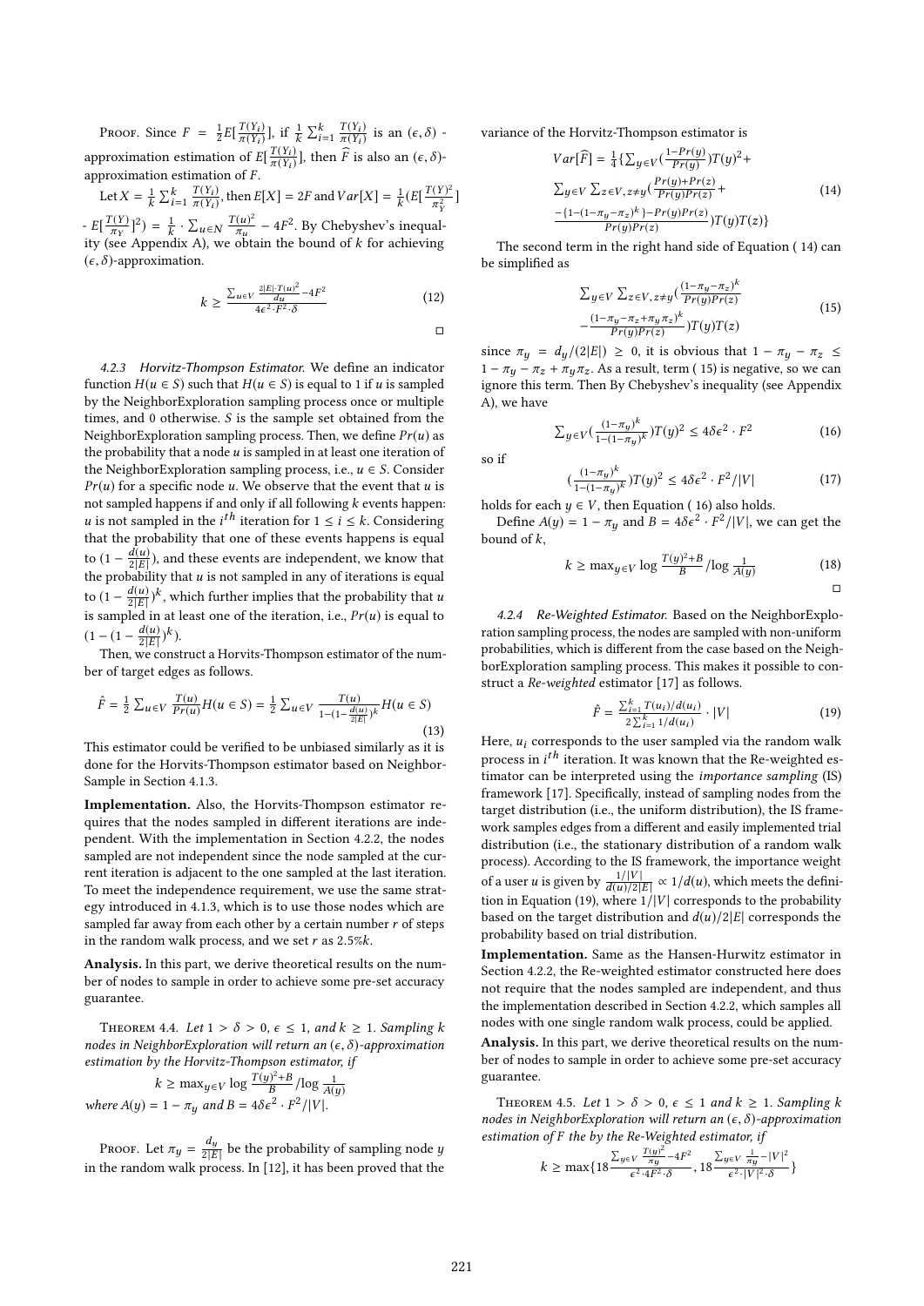PROOF. Since $F = \frac{1}{2}E[\frac{T(Y_i)}{\pi(Y_i)}]$, if $\frac{1}{k}\sum_{i=1}^{k}\frac{T(Y_i)}{\pi(Y_i)}$ is an $(\epsilon,\delta)$ - approximation estimation of $E[\frac{T(Y_i)}{\pi(Y_i)}]$, then $\widehat{F}$ is also an $(\epsilon,\delta)$-approximation estimation of $F$.

Let $X = \frac{1}{k}\sum_{i=1}^{k}\frac{T(Y_i)}{\pi(Y_i)}$, then $E[X] = 2F$ and $Var[X] = \frac{1}{k}(E[\frac{T(Y)^2}{\pi_Y^2}] - E[\frac{T(Y)}{\pi_Y}]^2) = \frac{1}{k}\cdot\sum_{u\in N}\frac{T(u)^2}{\pi_u} - 4F^2$. By Chebyshev's inequality (see Appendix A), we obtain the bound of $k$ for achieving $(\epsilon,\delta)$-approximation.

$$k \geq \frac{\sum_{u\in V}\frac{2|E|\cdot T(u)^2}{d_u} - 4F^2}{4\epsilon^2\cdot F^2\cdot\delta} \tag{12}$$

□

#### 4.2.3 Hovitz-Thompson Estimator.

We define an indicator function $H(u \in S)$ such that $H(u \in S)$ is equal to 1 if $u$ is sampled by the NeighborExploration sampling process once or multiple times, and 0 otherwise. $S$ is the sample set obtained from the NeighborExploration sampling process. Then, we define $Pr(u)$ as the probability that a node $u$ is sampled in at least one iteration of the NeighborExploration sampling process, i.e., $u \in S$. Consider $Pr(u)$ for a specific node $u$. We observe that the event that $u$ is not sampled happens if and only if all following $k$ events happen: $u$ is not sampled in the $i^{th}$ iteration for $1 \leq i \leq k$. Considering that the probability that one of these events happens is equal to $(1 - \frac{d(u)}{2|E|})$, and these events are independent, we know that the probability that $u$ is not sampled in any of iterations is equal to $(1 - \frac{d(u)}{2|E|})^k$, which further implies that the probability that $u$ is sampled in at least one of the iteration, i.e., $Pr(u)$ is equal to $(1 - (1 - \frac{d(u)}{2|E|})^k)$.

Then, we construct a Horvits-Thompson estimator of the number of target edges as follows.

$$\hat{F} = \frac{1}{2}\sum_{u\in V}\frac{T(u)}{Pr(u)}H(u\in S) = \frac{1}{2}\sum_{u\in V}\frac{T(u)}{1-(1-\frac{d(u)}{2|E|})^k}H(u\in S) \tag{13}$$

This estimator could be verified to be unbiased similarly as it is done for the Horvits-Thompson estimator based on NeighborSample in Section 4.1.3.

**Implementation.** Also, the Horvits-Thompson estimator requires that the nodes sampled in different iterations are independent. With the implementation in Section 4.2.2, the nodes sampled are not independent since the node sampled at the current iteration is adjacent to the one sampled at the last iteration. To meet the independence requirement, we use the same strategy introduced in 4.1.3, which is to use those nodes which are sampled far away from each other by a certain number $r$ of steps in the random walk process, and we set $r$ as $2.5\%k$.

**Analysis.** In this part, we derive theoretical results on the number of nodes to sample in order to achieve some pre-set accuracy guarantee.

THEOREM 4.4. *Let $1 > \delta > 0$, $\epsilon \leq 1$, and $k \geq 1$. Sampling $k$ nodes in NeighborExploration will return an $(\epsilon,\delta)$-approximation estimation by the Horvitz-Thompson estimator, if*

$$k \geq \max_{y\in V}\log\frac{T(y)^2+B}{B}/\log\frac{1}{A(y)}$$

*where $A(y) = 1 - \pi_y$ and $B = 4\delta\epsilon^2\cdot F^2/|V|$.*

PROOF. Let $\pi_y = \frac{d_y}{2|E|}$ be the probability of sampling node $y$ in the random walk process. In [12], it has been proved that the variance of the Horvitz-Thompson estimator is

$$\begin{aligned} Var[\widehat{F}] = \frac{1}{4}\{&\sum_{y\in V}(\frac{1-Pr(y)}{Pr(y)})T(y)^2 + \\ &\sum_{y\in V}\sum_{z\in V,z\neq y}(\frac{Pr(y)+Pr(z)}{Pr(y)Pr(z)} + \\ &\frac{-\{1-(1-\pi_y-\pi_z)^k\}-Pr(y)Pr(z)}{Pr(y)Pr(z)})T(y)T(z)\} \end{aligned} \tag{14}$$

The second term in the right hand side of Equation ( 14) can be simplified as

$$\begin{aligned} &\sum_{y\in V}\sum_{z\in V,z\neq y}(\frac{(1-\pi_y-\pi_z)^k}{Pr(y)Pr(z)} \\ &-\frac{(1-\pi_y-\pi_z+\pi_y\pi_z)^k}{Pr(y)Pr(z)})T(y)T(z) \end{aligned} \tag{15}$$

since $\pi_y = d_y/(2|E|) \geq 0$, it is obvious that $1 - \pi_y - \pi_z \leq 1 - \pi_y - \pi_z + \pi_y\pi_z$. As a result, term ( 15) is negative, so we can ignore this term. Then By Chebyshev's inequality (see Appendix A), we have

$$\sum_{y\in V}(\frac{(1-\pi_y)^k}{1-(1-\pi_y)^k})T(y)^2 \leq 4\delta\epsilon^2\cdot F^2 \tag{16}$$

so if

$$(\frac{(1-\pi_y)^k}{1-(1-\pi_y)^k})T(y)^2 \leq 4\delta\epsilon^2\cdot F^2/|V| \tag{17}$$

holds for each $y \in V$, then Equation ( 16) also holds.

Define $A(y) = 1 - \pi_y$ and $B = 4\delta\epsilon^2\cdot F^2/|V|$, we can get the bound of $k$,

$$k \geq \max_{y\in V}\log\frac{T(y)^2+B}{B}/\log\frac{1}{A(y)} \tag{18}$$

□

#### 4.2.4 Re-Weighted Estimator.

Based on the NeighborExploration sampling process, the nodes are sampled with non-uniform probabilities, which is different from the case based on the NeighborExploration sampling process. This makes it possible to construct a *Re-weighted* estimator [17] as follows.

$$\hat{F} = \frac{\sum_{i=1}^{k}T(u_i)/d(u_i)}{2\sum_{i=1}^{k}1/d(u_i)}\cdot|V| \tag{19}$$

Here, $u_i$ corresponds to the user sampled via the random walk process in $i^{th}$ iteration. It was known that the Re-weighted estimator can be interpreted using the *importance sampling* (IS) framework [17]. Specifically, instead of sampling nodes from the target distribution (i.e., the uniform distribution), the IS framework samples edges from a different and easily implemented trial distribution (i.e., the stationary distribution of a random walk process). According to the IS framework, the importance weight of a user $u$ is given by $\frac{1/|V|}{d(u)/2|E|} \propto 1/d(u)$, which meets the definition in Equation (19), where $1/|V|$ corresponds to the probability based on the target distribution and $d(u)/2|E|$ corresponds the probability based on trial distribution.

**Implementation.** Same as the Hansen-Hurwitz estimator in Section 4.2.2, the Re-weighted estimator constructed here does not require that the nodes sampled are independent, and thus the implementation described in Section 4.2.2, which samples all nodes with one single random walk process, could be applied.

**Analysis.** In this part, we derive theoretical results on the number of nodes to sample in order to achieve some pre-set accuracy guarantee.

THEOREM 4.5. *Let $1 > \delta > 0$, $\epsilon \leq 1$ and $k \geq 1$. Sampling $k$ nodes in NeighborExploration will return an $(\epsilon,\delta)$-approximation estimation of $F$ the by the Re-Weighted estimator, if*

$$k \geq \max\{18\frac{\sum_{y\in V}\frac{T(y)^2}{\pi_y} - 4F^2}{\epsilon^2\cdot 4F^2\cdot\delta}, 18\frac{\sum_{y\in V}\frac{1}{\pi_y} - |V|^2}{\epsilon^2\cdot|V|^2\cdot\delta}\}$$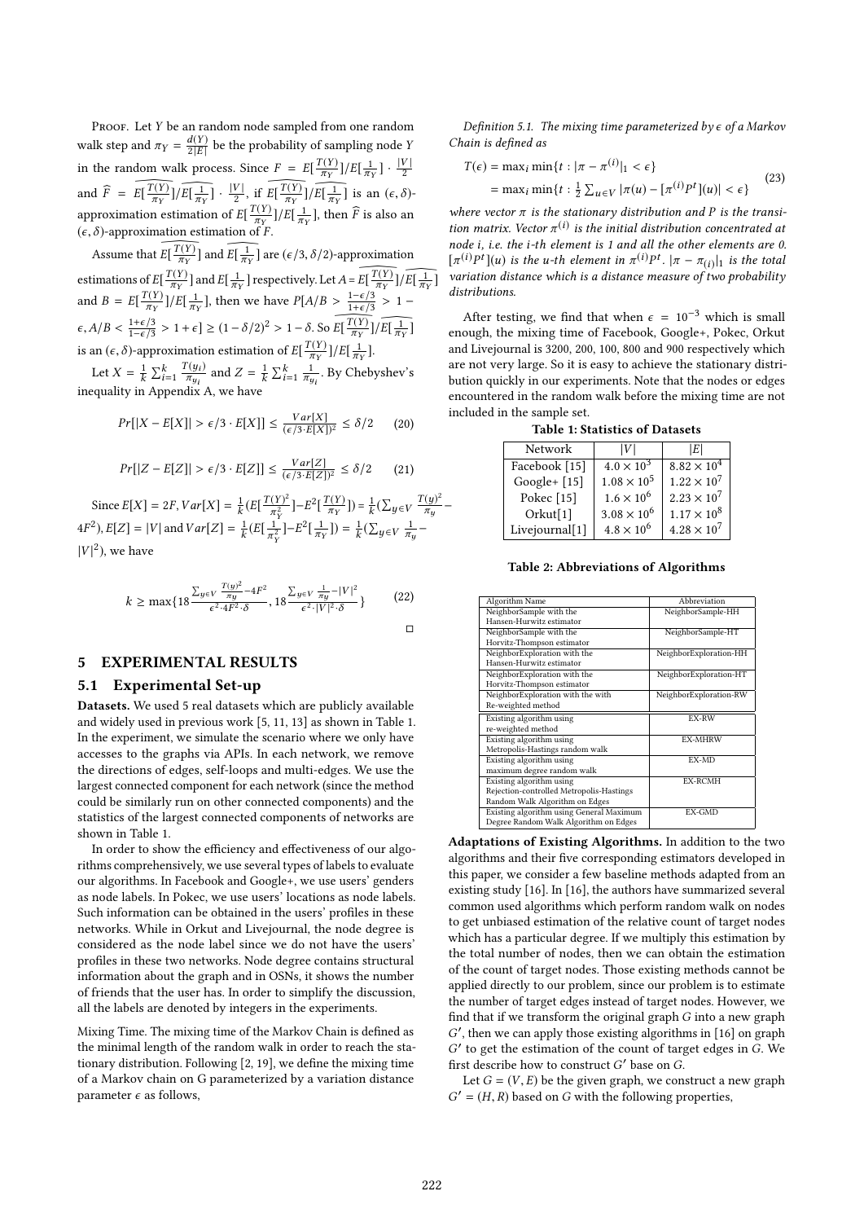PROOF. Let $Y$ be an random node sampled from one random walk step and $\pi_Y = \frac{d(Y)}{2|E|}$ be the probability of sampling node $Y$ in the random walk process. Since $F = E[\frac{T(Y)}{\pi_Y}]/E[\frac{1}{\pi_Y}] \cdot \frac{|V|}{2}$ and $\widehat{F} = \widehat{E[\frac{T(Y)}{\pi_Y}]}/\widehat{E[\frac{1}{\pi_Y}]} \cdot \frac{|V|}{2}$, if $\widehat{E[\frac{T(Y)}{\pi_Y}]}/\widehat{E[\frac{1}{\pi_Y}]}$ is an $(\epsilon, \delta)$-approximation estimation of $E[\frac{T(Y)}{\pi_Y}]/E[\frac{1}{\pi_Y}]$, then $\widehat{F}$ is also an $(\epsilon, \delta)$-approximation estimation of $F$.

Assume that $\widehat{E[\frac{T(Y)}{\pi_Y}]}$ and $\widehat{E[\frac{1}{\pi_Y}]}$ are $(\epsilon/3, \delta/2)$-approximation estimations of $E[\frac{T(Y)}{\pi_Y}]$ and $E[\frac{1}{\pi_Y}]$ respectively. Let $A = \widehat{E[\frac{T(Y)}{\pi_Y}]}/\widehat{E[\frac{1}{\pi_Y}]}$ and $B = E[\frac{T(Y)}{\pi_Y}]/E[\frac{1}{\pi_Y}]$, then we have $P[A/B > \frac{1-\epsilon/3}{1+\epsilon/3} > 1 - \epsilon, A/B < \frac{1+\epsilon/3}{1-\epsilon/3} > 1+\epsilon] \geq (1-\delta/2)^2 > 1-\delta$. So $\widehat{E[\frac{T(Y)}{\pi_Y}]}/\widehat{E[\frac{1}{\pi_Y}]}$ is an $(\epsilon, \delta)$-approximation estimation of $E[\frac{T(Y)}{\pi_Y}]/E[\frac{1}{\pi_Y}]$.

Let $X = \frac{1}{k}\sum_{i=1}^{k}\frac{T(y_i)}{\pi_{y_i}}$ and $Z = \frac{1}{k}\sum_{i=1}^{k}\frac{1}{\pi_{y_i}}$. By Chebyshev's inequality in Appendix A, we have

$$Pr[|X - E[X]| > \epsilon/3 \cdot E[X]] \leq \frac{Var[X]}{(\epsilon/3 \cdot E[X])^2} \leq \delta/2 \quad (20)$$

$$Pr[|Z - E[Z]| > \epsilon/3 \cdot E[Z]] \leq \frac{Var[Z]}{(\epsilon/3 \cdot E[Z])^2} \leq \delta/2 \quad (21)$$

Since $E[X] = 2F, Var[X] = \frac{1}{k}(E[\frac{T(Y)^2}{\pi_Y^2}] - E^2[\frac{T(Y)}{\pi_Y}]) = \frac{1}{k}(\sum_{y \in V}\frac{T(y)^2}{\pi_y} - 4F^2)$, $E[Z] = |V|$ and $Var[Z] = \frac{1}{k}(E[\frac{1}{\pi_Y^2}] - E^2[\frac{1}{\pi_Y}]) = \frac{1}{k}(\sum_{y \in V}\frac{1}{\pi_y} - |V|^2)$, we have

$$k \geq \max\{18\frac{\sum_{y \in V}\frac{T(y)^2}{\pi_y} - 4F^2}{\epsilon^2 \cdot 4F^2 \cdot \delta}, 18\frac{\sum_{y \in V}\frac{1}{\pi_y} - |V|^2}{\epsilon^2 \cdot |V|^2 \cdot \delta}\} \quad (22)$$

□

## 5 EXPERIMENTAL RESULTS

### 5.1 Experimental Set-up

**Datasets.** We used 5 real datasets which are publicly available and widely used in previous work [5, 11, 13] as shown in Table 1. In the experiment, we simulate the scenario where we only have accesses to the graphs via APIs. In each network, we remove the directions of edges, self-loops and multi-edges. We use the largest connected component for each network (since the method could be similarly run on other connected components) and the statistics of the largest connected components of networks are shown in Table 1.

In order to show the efficiency and effectiveness of our algorithms comprehensively, we use several types of labels to evaluate our algorithms. In Facebook and Google+, we use users' genders as node labels. In Pokec, we use users' locations as node labels. Such information can be obtained in the users' profiles in these networks. While in Orkut and Livejournal, the node degree is considered as the node label since we do not have the users' profiles in these two networks. Node degree contains structural information about the graph and in OSNs, it shows the number of friends that the user has. In order to simplify the discussion, all the labels are denoted by integers in the experiments.

Mixing Time. The mixing time of the Markov Chain is defined as the minimal length of the random walk in order to reach the stationary distribution. Following [2, 19], we define the mixing time of a Markov chain on G parameterized by a variation distance parameter $\epsilon$ as follows,

*Definition 5.1. The mixing time parameterized by $\epsilon$ of a Markov Chain is defined as*

$$\begin{aligned} T(\epsilon) &= \max_i \min\{t : |\pi - \pi^{(i)}|_1 < \epsilon\} \\ &= \max_i \min\{t : \tfrac{1}{2}\sum_{u \in V}|\pi(u) - [\pi^{(i)}P^t](u)| < \epsilon\} \end{aligned} \quad (23)$$

*where vector $\pi$ is the stationary distribution and $P$ is the transition matrix. Vector $\pi^{(i)}$ is the initial distribution concentrated at node $i$, i.e. the $i$-th element is 1 and all the other elements are 0. $[\pi^{(i)}P^t](u)$ is the $u$-th element in $\pi^{(i)}P^t$. $|\pi - \pi_{(i)}|_1$ is the total variation distance which is a distance measure of two probability distributions.*

After testing, we find that when $\epsilon = 10^{-3}$ which is small enough, the mixing time of Facebook, Google+, Pokec, Orkut and Livejournal is 3200, 200, 100, 800 and 900 respectively which are not very large. So it is easy to achieve the stationary distribution quickly in our experiments. Note that the nodes or edges encountered in the random walk before the mixing time are not included in the sample set.

**Table 1: Statistics of Datasets**

| Network | $\|V\|$ | $\|E\|$ |
|---|---|---|
| Facebook [15] | $4.0 \times 10^3$ | $8.82 \times 10^4$ |
| Google+ [15] | $1.08 \times 10^5$ | $1.22 \times 10^7$ |
| Pokec [15] | $1.6 \times 10^6$ | $2.23 \times 10^7$ |
| Orkut[1] | $3.08 \times 10^6$ | $1.17 \times 10^8$ |
| Livejournal[1] | $4.8 \times 10^6$ | $4.28 \times 10^7$ |

**Table 2: Abbreviations of Algorithms**

| Algorithm Name | Abbreviation |
|---|---|
| NeighborSample with the Hansen-Hurwitz estimator | NeighborSample-HH |
| NeighborSample with the Horvitz-Thompson estimator | NeighborSample-HT |
| NeighborExploration with the Hansen-Hurwitz estimator | NeighborExploration-HH |
| NeighborExploration with the Horvitz-Thompson estimator | NeighborExploration-HT |
| NeighborExploration with the with Re-weighted method | NeighborExploration-RW |
| Existing algorithm using re-weighted method | EX-RW |
| Existing algorithm using Metropolis-Hastings random walk | EX-MHRW |
| Existing algorithm using maximum degree random walk | EX-MD |
| Existing algorithm using Rejection-controlled Metropolis-Hastings Random Walk Algorithm on Edges | EX-RCMH |
| Existing algorithm using General Maximum Degree Random Walk Algorithm on Edges | EX-GMD |

**Adaptations of Existing Algorithms.** In addition to the two algorithms and their five corresponding estimators developed in this paper, we consider a few baseline methods adapted from an existing study [16]. In [16], the authors have summarized several common used algorithms which perform random walk on nodes to get unbiased estimation of the relative count of target nodes which has a particular degree. If we multiply this estimation by the total number of nodes, then we can obtain the estimation of the count of target nodes. Those existing methods cannot be applied directly to our problem, since our problem is to estimate the number of target edges instead of target nodes. However, we find that if we transform the original graph $G$ into a new graph $G'$, then we can apply those existing algorithms in [16] on graph $G'$ to get the estimation of the count of target edges in $G$. We first describe how to construct $G'$ base on $G$.

Let $G = (V, E)$ be the given graph, we construct a new graph $G' = (H, R)$ based on $G$ with the following properties,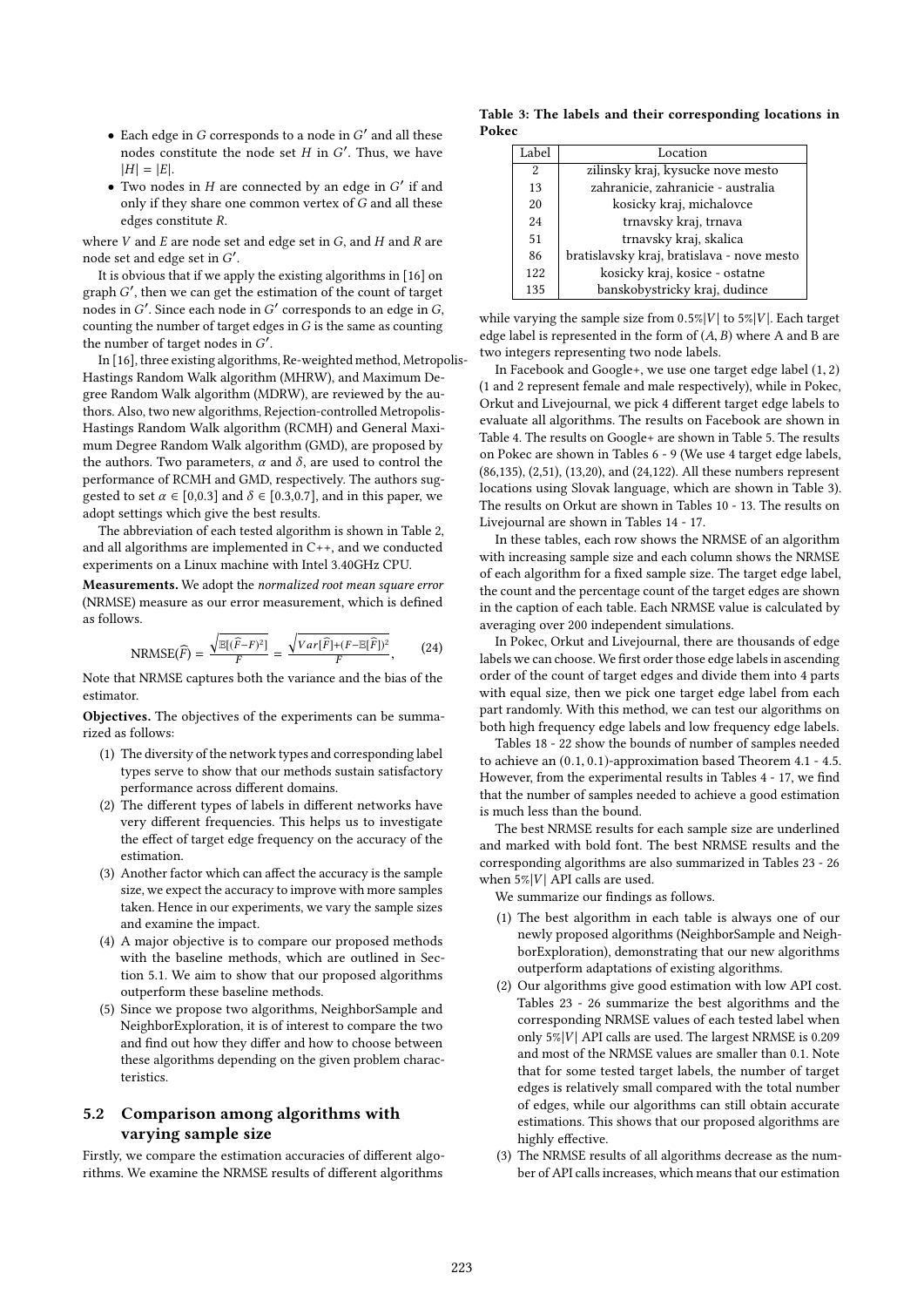- Each edge in $G$ corresponds to a node in $G'$ and all these nodes constitute the node set $H$ in $G'$. Thus, we have $|H| = |E|$.
- Two nodes in $H$ are connected by an edge in $G'$ if and only if they share one common vertex of $G$ and all these edges constitute $R$.

where $V$ and $E$ are node set and edge set in $G$, and $H$ and $R$ are node set and edge set in $G'$.

It is obvious that if we apply the existing algorithms in [16] on graph $G'$, then we can get the estimation of the count of target nodes in $G'$. Since each node in $G'$ corresponds to an edge in $G$, counting the number of target edges in $G$ is the same as counting the number of target nodes in $G'$.

In [16], three existing algorithms, Re-weighted method, Metropolis-Hastings Random Walk algorithm (MHRW), and Maximum Degree Random Walk algorithm (MDRW), are reviewed by the authors. Also, two new algorithms, Rejection-controlled Metropolis-Hastings Random Walk algorithm (RCMH) and General Maximum Degree Random Walk algorithm (GMD), are proposed by the authors. Two parameters, $\alpha$ and $\delta$, are used to control the performance of RCMH and GMD, respectively. The authors suggested to set $\alpha \in [0,0.3]$ and $\delta \in [0.3,0.7]$, and in this paper, we adopt settings which give the best results.

The abbreviation of each tested algorithm is shown in Table 2, and all algorithms are implemented in C++, and we conducted experiments on a Linux machine with Intel 3.40GHz CPU.

**Measurements.** We adopt the *normalized root mean square error* (NRMSE) measure as our error measurement, which is defined as follows.

$$\text{NRMSE}(\widehat{F}) = \frac{\sqrt{\mathbb{E}[(\widehat{F}-F)^2]}}{F} = \frac{\sqrt{Var[\widehat{F}]+(F-\mathbb{E}[\widehat{F}])^2}}{F}, \quad (24)$$

Note that NRMSE captures both the variance and the bias of the estimator.

**Objectives.** The objectives of the experiments can be summarized as follows:

1. The diversity of the network types and corresponding label types serve to show that our methods sustain satisfactory performance across different domains.
2. The different types of labels in different networks have very different frequencies. This helps us to investigate the effect of target edge frequency on the accuracy of the estimation.
3. Another factor which can affect the accuracy is the sample size, we expect the accuracy to improve with more samples taken. Hence in our experiments, we vary the sample sizes and examine the impact.
4. A major objective is to compare our proposed methods with the baseline methods, which are outlined in Section 5.1. We aim to show that our proposed algorithms outperform these baseline methods.
5. Since we propose two algorithms, NeighborSample and NeighborExploration, it is of interest to compare the two and find out how they differ and how to choose between these algorithms depending on the given problem characteristics.

## 5.2 Comparison among algorithms with varying sample size

Firstly, we compare the estimation accuracies of different algorithms. We examine the NRMSE results of different algorithms while varying the sample size from $0.5\%|V|$ to $5\%|V|$. Each target edge label is represented in the form of $(A, B)$ where A and B are two integers representing two node labels.

**Table 3: The labels and their corresponding locations in Pokec**

| Label | Location |
|---|---|
| 2 | zilinsky kraj, kysucke nove mesto |
| 13 | zahranicie, zahranicie - australia |
| 20 | kosicky kraj, michalovce |
| 24 | trnavsky kraj, trnava |
| 51 | trnavsky kraj, skalica |
| 86 | bratislavsky kraj, bratislava - nove mesto |
| 122 | kosicky kraj, kosice - ostatne |
| 135 | banskobystricky kraj, dudince |

In Facebook and Google+, we use one target edge label $(1, 2)$ (1 and 2 represent female and male respectively), while in Pokec, Orkut and Livejournal, we pick 4 different target edge labels to evaluate all algorithms. The results on Facebook are shown in Table 4. The results on Google+ are shown in Table 5. The results on Pokec are shown in Tables 6 - 9 (We use 4 target edge labels, (86,135), (2,51), (13,20), and (24,122). All these numbers represent locations using Slovak language, which are shown in Table 3). The results on Orkut are shown in Tables 10 - 13. The results on Livejournal are shown in Tables 14 - 17.

In these tables, each row shows the NRMSE of an algorithm with increasing sample size and each column shows the NRMSE of each algorithm for a fixed sample size. The target edge label, the count and the percentage count of the target edges are shown in the caption of each table. Each NRMSE value is calculated by averaging over 200 independent simulations.

In Pokec, Orkut and Livejournal, there are thousands of edge labels we can choose. We first order those edge labels in ascending order of the count of target edges and divide them into 4 parts with equal size, then we pick one target edge label from each part randomly. With this method, we can test our algorithms on both high frequency edge labels and low frequency edge labels.

Tables 18 - 22 show the bounds of number of samples needed to achieve an $(0.1, 0.1)$-approximation based Theorem 4.1 - 4.5. However, from the experimental results in Tables 4 - 17, we find that the number of samples needed to achieve a good estimation is much less than the bound.

The best NRMSE results for each sample size are underlined and marked with bold font. The best NRMSE results and the corresponding algorithms are also summarized in Tables 23 - 26 when $5\%|V|$ API calls are used.

We summarize our findings as follows.

1. The best algorithm in each table is always one of our newly proposed algorithms (NeighborSample and NeighborExploration), demonstrating that our new algorithms outperform adaptations of existing algorithms.
2. Our algorithms give good estimation with low API cost. Tables 23 - 26 summarize the best algorithms and the corresponding NRMSE values of each tested label when only $5\%|V|$ API calls are used. The largest NRMSE is 0.209 and most of the NRMSE values are smaller than 0.1. Note that for some tested target labels, the number of target edges is relatively small compared with the total number of edges, while our algorithms can still obtain accurate estimations. This shows that our proposed algorithms are highly effective.
3. The NRMSE results of all algorithms decrease as the number of API calls increases, which means that our estimation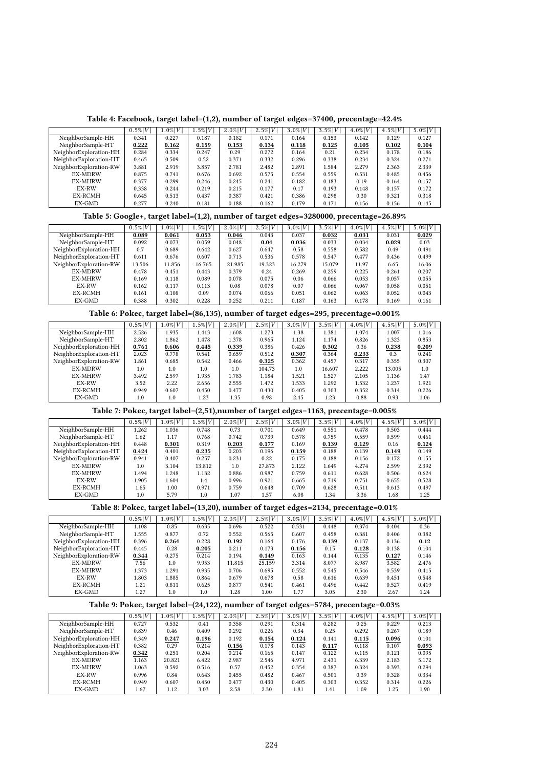**Table 4: Facebook, target label=(1,2), number of target edges=37400, precentage=42.4%**

| | $0.5\%\lvert V\rvert$ | $1.0\%\lvert V\rvert$ | $1.5\%\lvert V\rvert$ | $2.0\%\lvert V\rvert$ | $2.5\%\lvert V\rvert$ | $3.0\%\lvert V\rvert$ | $3.5\%\lvert V\rvert$ | $4.0\%\lvert V\rvert$ | $4.5\%\lvert V\rvert$ | $5.0\%\lvert V\rvert$ |
|---|---|---|---|---|---|---|---|---|---|---|
| NeighborSample-HH | 0.341 | 0.227 | 0.187 | 0.182 | 0.171 | 0.164 | 0.153 | 0.142 | 0.129 | 0.127 |
| NeighborSample-HT | **0.222** | **0.162** | **0.159** | **0.153** | **0.134** | **0.118** | **0.125** | **0.105** | **0.102** | **0.104** |
| NeighborExploration-HH | 0.284 | 0.334 | 0.247 | 0.29 | 0.272 | 0.164 | 0.21 | 0.234 | 0.178 | 0.186 |
| NeighborExploration-HT | 0.465 | 0.509 | 0.52 | 0.371 | 0.332 | 0.296 | 0.338 | 0.234 | 0.324 | 0.271 |
| NeighborExploration-RW | 3.881 | 2.919 | 3.857 | 2.781 | 2.482 | 2.891 | 1.584 | 2.279 | 2.363 | 2.339 |
| EX-MDRW | 0.875 | 0.741 | 0.676 | 0.692 | 0.575 | 0.554 | 0.559 | 0.531 | 0.485 | 0.456 |
| EX-MHRW | 0.377 | 0.299 | 0.246 | 0.245 | 0.241 | 0.182 | 0.183 | 0.19 | 0.164 | 0.157 |
| EX-RW | 0.338 | 0.244 | 0.219 | 0.215 | 0.177 | 0.17 | 0.193 | 0.148 | 0.157 | 0.172 |
| EX-RCMH | 0.645 | 0.513 | 0.437 | 0.387 | 0.421 | 0.386 | 0.298 | 0.30 | 0.321 | 0.318 |
| EX-GMD | 0.277 | 0.240 | 0.181 | 0.188 | 0.162 | 0.179 | 0.171 | 0.156 | 0.156 | 0.145 |

**Table 5: Google+, target label=(1,2), number of target edges=3280000, precentage=26.89%**

| | $0.5\%\lvert V\rvert$ | $1.0\%\lvert V\rvert$ | $1.5\%\lvert V\rvert$ | $2.0\%\lvert V\rvert$ | $2.5\%\lvert V\rvert$ | $3.0\%\lvert V\rvert$ | $3.5\%\lvert V\rvert$ | $4.0\%\lvert V\rvert$ | $4.5\%\lvert V\rvert$ | $5.0\%\lvert V\rvert$ |
|---|---|---|---|---|---|---|---|---|---|---|
| NeighborSample-HH | **0.089** | **0.061** | **0.053** | **0.046** | 0.043 | 0.037 | **0.032** | **0.031** | 0.031 | **0.029** |
| NeighborSample-HT | 0.092 | 0.073 | 0.059 | 0.048 | **0.04** | **0.036** | 0.033 | 0.034 | **0.029** | 0.03 |
| NeighborExploration-HH | 0.7 | 0.689 | 0.642 | 0.627 | 0.647 | 0.58 | 0.558 | 0.582 | 0.49 | 0.491 |
| NeighborExploration-HT | 0.611 | 0.676 | 0.607 | 0.713 | 0.536 | 0.578 | 0.547 | 0.477 | 0.436 | 0.499 |
| NeighborExploration-RW | 13.506 | 11.856 | 16.765 | 21.985 | 19.323 | 16.279 | 15.079 | 11.97 | 6.65 | 16.06 |
| EX-MDRW | 0.478 | 0.451 | 0.443 | 0.379 | 0.24 | 0.269 | 0.259 | 0.225 | 0.261 | 0.207 |
| EX-MHRW | 0.169 | 0.118 | 0.089 | 0.078 | 0.075 | 0.06 | 0.066 | 0.053 | 0.057 | 0.055 |
| EX-RW | 0.162 | 0.117 | 0.113 | 0.08 | 0.078 | 0.07 | 0.066 | 0.067 | 0.058 | 0.051 |
| EX-RCMH | 0.161 | 0.108 | 0.09 | 0.074 | 0.066 | 0.051 | 0.062 | 0.063 | 0.052 | 0.043 |
| EX-GMD | 0.388 | 0.302 | 0.228 | 0.252 | 0.211 | 0.187 | 0.163 | 0.178 | 0.169 | 0.161 |

**Table 6: Pokec, target label=(86,135), number of target edges=295, precentage=0.001%**

| | $0.5\%\lvert V\rvert$ | $1.0\%\lvert V\rvert$ | $1.5\%\lvert V\rvert$ | $2.0\%\lvert V\rvert$ | $2.5\%\lvert V\rvert$ | $3.0\%\lvert V\rvert$ | $3.5\%\lvert V\rvert$ | $4.0\%\lvert V\rvert$ | $4.5\%\lvert V\rvert$ | $5.0\%\lvert V\rvert$ |
|---|---|---|---|---|---|---|---|---|---|---|
| NeighborSample-HH | 2.526 | 1.935 | 1.413 | 1.608 | 1.273 | 1.38 | 1.381 | 1.074 | 1.007 | 1.016 |
| NeighborSample-HT | 2.802 | 1.862 | 1.478 | 1.378 | 0.965 | 1.124 | 1.174 | 0.826 | 1.323 | 0.853 |
| NeighborExploration-HH | **0.761** | **0.606** | **0.445** | **0.339** | 0.386 | 0.426 | **0.302** | 0.36 | **0.238** | **0.209** |
| NeighborExploration-HT | 2.023 | 0.778 | 0.541 | 0.659 | 0.512 | **0.307** | 0.364 | **0.233** | 0.3 | 0.241 |
| NeighborExploration-RW | 1.861 | 0.685 | 0.542 | 0.466 | **0.325** | 0.362 | 0.457 | 0.317 | 0.355 | 0.307 |
| EX-MDRW | 1.0 | 1.0 | 1.0 | 1.0 | 104.73 | 1.0 | 16.607 | 2.222 | 13.005 | 1.0 |
| EX-MHRW | 3.492 | 2.597 | 1.935 | 1.783 | 1.184 | 1.521 | 1.527 | 2.105 | 1.136 | 1.47 |
| EX-RW | 3.52 | 2.22 | 2.656 | 2.555 | 1.472 | 1.533 | 1.292 | 1.532 | 1.237 | 1.921 |
| EX-RCMH | 0.949 | 0.607 | 0.450 | 0.477 | 0.430 | 0.405 | 0.303 | 0.352 | 0.314 | 0.226 |
| EX-GMD | 1.0 | 1.0 | 1.23 | 1.35 | 0.98 | 2.45 | 1.23 | 0.88 | 0.93 | 1.06 |

**Table 7: Pokec, target label=(2,51),number of target edges=1163, precentage=0.005%**

| | $0.5\%\lvert V\rvert$ | $1.0\%\lvert V\rvert$ | $1.5\%\lvert V\rvert$ | $2.0\%\lvert V\rvert$ | $2.5\%\lvert V\rvert$ | $3.0\%\lvert V\rvert$ | $3.5\%\lvert V\rvert$ | $4.0\%\lvert V\rvert$ | $4.5\%\lvert V\rvert$ | $5.0\%\lvert V\rvert$ |
|---|---|---|---|---|---|---|---|---|---|---|
| NeighborSample-HH | 1.262 | 1.036 | 0.748 | 0.73 | 0.701 | 0.649 | 0.551 | 0.478 | 0.503 | 0.444 |
| NeighborSample-HT | 1.62 | 1.17 | 0.768 | 0.742 | 0.739 | 0.578 | 0.759 | 0.559 | 0.599 | 0.461 |
| NeighborExploration-HH | 0.448 | **0.301** | 0.319 | **0.203** | **0.177** | 0.169 | **0.139** | **0.129** | 0.16 | **0.124** |
| NeighborExploration-HT | **0.424** | 0.401 | **0.235** | 0.203 | 0.196 | **0.159** | 0.188 | 0.139 | **0.149** | 0.149 |
| NeighborExploration-RW | 0.941 | 0.407 | 0.257 | 0.231 | 0.22 | 0.175 | 0.188 | 0.156 | 0.172 | 0.155 |
| EX-MDRW | 1.0 | 3.104 | 13.812 | 1.0 | 27.873 | 2.122 | 1.649 | 4.274 | 2.599 | 2.392 |
| EX-MHRW | 1.494 | 1.248 | 1.132 | 0.886 | 0.987 | 0.759 | 0.611 | 0.628 | 0.506 | 0.624 |
| EX-RW | 1.905 | 1.604 | 1.4 | 0.996 | 0.921 | 0.665 | 0.719 | 0.751 | 0.655 | 0.528 |
| EX-RCMH | 1.65 | 1.00 | 0.971 | 0.759 | 0.648 | 0.709 | 0.628 | 0.511 | 0.613 | 0.497 |
| EX-GMD | 1.0 | 5.79 | 1.0 | 1.07 | 1.57 | 6.08 | 1.34 | 3.36 | 1.68 | 1.25 |

**Table 8: Pokec, target label=(13,20), number of target edges=2134, precentage=0.01%**

| | $0.5\%\lvert V\rvert$ | $1.0\%\lvert V\rvert$ | $1.5\%\lvert V\rvert$ | $2.0\%\lvert V\rvert$ | $2.5\%\lvert V\rvert$ | $3.0\%\lvert V\rvert$ | $3.5\%\lvert V\rvert$ | $4.0\%\lvert V\rvert$ | $4.5\%\lvert V\rvert$ | $5.0\%\lvert V\rvert$ |
|---|---|---|---|---|---|---|---|---|---|---|
| NeighborSample-HH | 1.108 | 0.85 | 0.635 | 0.696 | 0.522 | 0.531 | 0.448 | 0.374 | 0.404 | 0.36 |
| NeighborSample-HT | 1.555 | 0.877 | 0.72 | 0.552 | 0.565 | 0.607 | 0.458 | 0.381 | 0.406 | 0.382 |
| NeighborExploration-HH | 0.396 | **0.264** | 0.228 | **0.192** | 0.164 | 0.176 | **0.139** | 0.137 | 0.136 | **0.12** |
| NeighborExploration-HT | 0.445 | 0.28 | **0.205** | 0.211 | 0.173 | **0.156** | 0.15 | **0.128** | 0.138 | 0.104 |
| NeighborExploration-RW | **0.344** | 0.275 | 0.214 | 0.194 | **0.149** | 0.163 | 0.144 | 0.135 | **0.127** | 0.146 |
| EX-MDRW | 7.56 | 1.0 | 9.953 | 11.815 | 25.159 | 3.314 | 8.077 | 8.987 | 3.582 | 2.476 |
| EX-MHRW | 1.373 | 1.291 | 0.935 | 0.706 | 0.695 | 0.552 | 0.545 | 0.546 | 0.539 | 0.415 |
| EX-RW | 1.803 | 1.885 | 0.864 | 0.679 | 0.678 | 0.58 | 0.616 | 0.639 | 0.451 | 0.548 |
| EX-RCMH | 1.21 | 0.811 | 0.625 | 0.877 | 0.541 | 0.461 | 0.496 | 0.442 | 0.527 | 0.419 |
| EX-GMD | 1.27 | 1.0 | 1.0 | 1.28 | 1.00 | 1.77 | 3.05 | 2.30 | 2.67 | 1.24 |

**Table 9: Pokec, target label=(24,122), number of target edges=5784, precentage=0.03%**

| | $0.5\%\lvert V\rvert$ | $1.0\%\lvert V\rvert$ | $1.5\%\lvert V\rvert$ | $2.0\%\lvert V\rvert$ | $2.5\%\lvert V\rvert$ | $3.0\%\lvert V\rvert$ | $3.5\%\lvert V\rvert$ | $4.0\%\lvert V\rvert$ | $4.5\%\lvert V\rvert$ | $5.0\%\lvert V\rvert$ |
|---|---|---|---|---|---|---|---|---|---|---|
| NeighborSample-HH | 0.727 | 0.532 | 0.41 | 0.358 | 0.291 | 0.314 | 0.282 | 0.25 | 0.229 | 0.213 |
| NeighborSample-HT | 0.839 | 0.46 | 0.409 | 0.292 | 0.226 | 0.34 | 0.25 | 0.292 | 0.267 | 0.189 |
| NeighborExploration-HH | 0.349 | **0.247** | **0.196** | 0.192 | **0.154** | **0.124** | 0.141 | **0.115** | **0.096** | 0.101 |
| NeighborExploration-HT | 0.382 | 0.29 | 0.214 | **0.156** | 0.178 | 0.143 | **0.117** | 0.118 | 0.107 | **0.093** |
| NeighborExploration-RW | **0.342** | 0.251 | 0.204 | 0.214 | 0.165 | 0.147 | 0.122 | 0.115 | 0.121 | 0.095 |
| EX-MDRW | 1.163 | 20.821 | 6.422 | 2.987 | 2.546 | 4.971 | 2.431 | 6.339 | 2.183 | 5.172 |
| EX-MHRW | 1.063 | 0.592 | 0.516 | 0.57 | 0.452 | 0.354 | 0.387 | 0.324 | 0.393 | 0.294 |
| EX-RW | 0.996 | 0.84 | 0.643 | 0.455 | 0.482 | 0.467 | 0.501 | 0.39 | 0.328 | 0.334 |
| EX-RCMH | 0.949 | 0.607 | 0.450 | 0.477 | 0.430 | 0.405 | 0.303 | 0.352 | 0.314 | 0.226 |
| EX-GMD | 1.67 | 1.12 | 3.03 | 2.58 | 2.30 | 1.81 | 1.41 | 1.09 | 1.25 | 1.90 |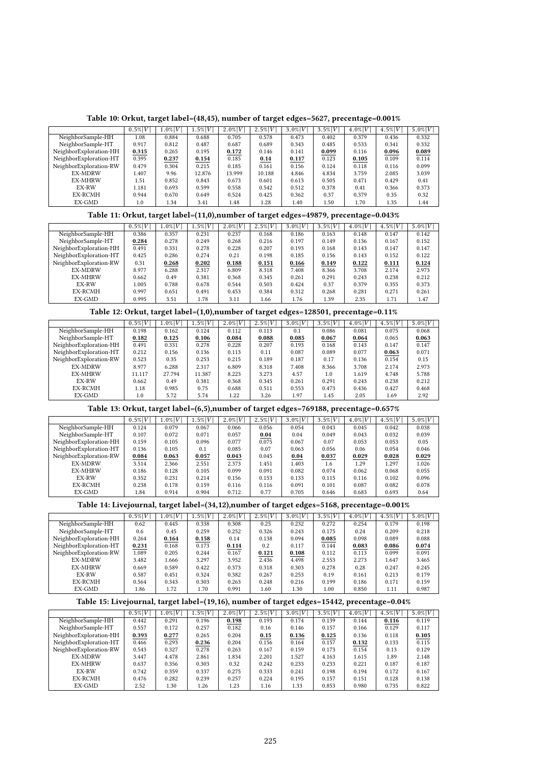**Table 10: Orkut, target label=(48,45), number of target edges=5627, precentage=0.001%**

| | $0.5\%\|V\|$ | $1.0\%\|V\|$ | $1.5\%\|V\|$ | $2.0\%\|V\|$ | $2.5\%\|V\|$ | $3.0\%\|V\|$ | $3.5\%\|V\|$ | $4.0\%\|V\|$ | $4.5\%\|V\|$ | $5.0\%\|V\|$ |
|---|---|---|---|---|---|---|---|---|---|---|
| NeighborSample-HH | 1.08 | 0.884 | 0.688 | 0.705 | 0.578 | 0.473 | 0.402 | 0.379 | 0.436 | 0.332 |
| NeighborSample-HT | 0.917 | 0.812 | 0.487 | 0.687 | 0.689 | 0.343 | 0.485 | 0.533 | 0.341 | 0.332 |
| NeighborExploration-HH | **0.315** | 0.265 | 0.195 | **0.172** | 0.146 | 0.141 | **0.099** | 0.116 | **0.096** | **0.089** |
| NeighborExploration-HT | 0.395 | **0.237** | **0.154** | 0.185 | **0.14** | **0.117** | 0.123 | **0.105** | 0.109 | 0.114 |
| NeighborExploration-RW | 0.479 | 0.304 | 0.215 | 0.185 | 0.161 | 0.156 | 0.124 | 0.118 | 0.116 | 0.099 |
| EX-MDRW | 1.407 | 9.96 | 12.876 | 13.999 | 10.188 | 4.846 | 4.834 | 3.759 | 2.085 | 3.039 |
| EX-MHRW | 1.51 | 0.852 | 0.843 | 0.673 | 0.601 | 0.613 | 0.505 | 0.471 | 0.429 | 0.41 |
| EX-RW | 1.181 | 0.693 | 0.599 | 0.558 | 0.542 | 0.512 | 0.378 | 0.41 | 0.366 | 0.373 |
| EX-RCMH | 0.944 | 0.670 | 0.649 | 0.524 | 0.425 | 0.362 | 0.37 | 0.379 | 0.35 | 0.32 |
| EX-GMD | 1.0 | 1.34 | 3.41 | 1.48 | 1.28 | 1.40 | 1.50 | 1.70 | 1.35 | 1.44 |

**Table 11: Orkut, target label=(11,0),number of target edges=49879, precentage=0.043%**

| | $0.5\%\|V\|$ | $1.0\%\|V\|$ | $1.5\%\|V\|$ | $2.0\%\|V\|$ | $2.5\%\|V\|$ | $3.0\%\|V\|$ | $3.5\%\|V\|$ | $4.0\%\|V\|$ | $4.5\%\|V\|$ | $5.0\%\|V\|$ |
|---|---|---|---|---|---|---|---|---|---|---|
| NeighborSample-HH | 0.386 | 0.357 | 0.231 | 0.237 | 0.168 | 0.186 | 0.163 | 0.148 | 0.147 | 0.142 |
| NeighborSample-HT | **0.284** | 0.278 | 0.249 | 0.268 | 0.216 | 0.197 | 0.149 | 0.136 | 0.167 | 0.152 |
| NeighborExploration-HH | 0.491 | 0.331 | 0.278 | 0.228 | 0.207 | 0.193 | 0.168 | 0.143 | 0.147 | 0.147 |
| NeighborExploration-HT | 0.425 | 0.286 | 0.274 | 0.21 | 0.198 | 0.185 | 0.156 | 0.143 | 0.152 | 0.122 |
| NeighborExploration-RW | 0.31 | **0.268** | **0.202** | **0.188** | **0.151** | **0.166** | **0.149** | **0.122** | **0.111** | **0.124** |
| EX-MDRW | 8.977 | 6.288 | 2.317 | 6.809 | 8.318 | 7.408 | 8.366 | 3.708 | 2.174 | 2.973 |
| EX-MHRW | 0.662 | 0.49 | 0.381 | 0.368 | 0.345 | 0.261 | 0.291 | 0.243 | 0.238 | 0.212 |
| EX-RW | 1.005 | 0.788 | 0.678 | 0.544 | 0.503 | 0.424 | 0.37 | 0.379 | 0.355 | 0.373 |
| EX-RCMH | 0.997 | 0.651 | 0.491 | 0.453 | 0.384 | 0.312 | 0.268 | 0.281 | 0.271 | 0.261 |
| EX-GMD | 0.995 | 3.51 | 1.78 | 3.11 | 1.66 | 1.76 | 1.39 | 2.35 | 1.71 | 1.47 |

**Table 12: Orkut, target label=(1,0),number of target edges=128501, precentage=0.11%**

| | $0.5\%\|V\|$ | $1.0\%\|V\|$ | $1.5\%\|V\|$ | $2.0\%\|V\|$ | $2.5\%\|V\|$ | $3.0\%\|V\|$ | $3.5\%\|V\|$ | $4.0\%\|V\|$ | $4.5\%\|V\|$ | $5.0\%\|V\|$ |
|---|---|---|---|---|---|---|---|---|---|---|
| NeighborSample-HH | 0.198 | 0.162 | 0.124 | 0.112 | 0.113 | 0.1 | 0.086 | 0.081 | 0.075 | 0.068 |
| NeighborSample-HT | **0.182** | **0.125** | **0.106** | **0.084** | **0.088** | **0.085** | **0.067** | **0.064** | 0.065 | **0.063** |
| NeighborExploration-HH | 0.491 | 0.331 | 0.278 | 0.228 | 0.207 | 0.193 | 0.168 | 0.143 | 0.147 | 0.147 |
| NeighborExploration-HT | 0.212 | 0.156 | 0.136 | 0.113 | 0.11 | 0.087 | 0.089 | 0.077 | **0.063** | 0.071 |
| NeighborExploration-RW | 0.523 | 0.35 | 0.253 | 0.215 | 0.189 | 0.187 | 0.17 | 0.136 | 0.154 | 0.15 |
| EX-MDRW | 8.977 | 6.288 | 2.317 | 6.809 | 8.318 | 7.408 | 8.366 | 3.708 | 2.174 | 2.973 |
| EX-MHRW | 11.117 | 27.794 | 11.387 | 8.223 | 3.273 | 4.57 | 1.0 | 1.619 | 4.748 | 5.788 |
| EX-RW | 0.662 | 0.49 | 0.381 | 0.368 | 0.345 | 0.261 | 0.291 | 0.243 | 0.238 | 0.212 |
| EX-RCMH | 1.18 | 0.985 | 0.75 | 0.688 | 0.511 | 0.553 | 0.473 | 0.436 | 0.427 | 0.468 |
| EX-GMD | 1.0 | 5.72 | 5.74 | 1.22 | 3.26 | 1.97 | 1.45 | 2.05 | 1.69 | 2.92 |

**Table 13: Orkut, target label=(6,5),number of target edges=769188, precentage=0.657%**

| | $0.5\%\|V\|$ | $1.0\%\|V\|$ | $1.5\%\|V\|$ | $2.0\%\|V\|$ | $2.5\%\|V\|$ | $3.0\%\|V\|$ | $3.5\%\|V\|$ | $4.0\%\|V\|$ | $4.5\%\|V\|$ | $5.0\%\|V\|$ |
|---|---|---|---|---|---|---|---|---|---|---|
| NeighborSample-HH | 0.124 | 0.079 | 0.067 | 0.066 | 0.056 | 0.054 | 0.043 | 0.045 | 0.042 | 0.038 |
| NeighborSample-HT | 0.107 | 0.072 | 0.071 | 0.057 | **0.04** | 0.04 | 0.049 | 0.043 | 0.032 | 0.039 |
| NeighborExploration-HH | 0.159 | 0.105 | 0.096 | 0.077 | 0.075 | 0.067 | 0.07 | 0.053 | 0.053 | 0.05 |
| NeighborExploration-HT | 0.136 | 0.105 | 0.1 | 0.085 | 0.07 | 0.063 | 0.056 | 0.06 | 0.054 | 0.046 |
| NeighborExploration-RW | **0.084** | **0.063** | **0.057** | **0.043** | 0.045 | **0.04** | **0.037** | **0.029** | **0.028** | **0.029** |
| EX-MDRW | 3.514 | 2.366 | 2.551 | 2.373 | 1.451 | 1.403 | 1.6 | 1.29 | 1.297 | 1.026 |
| EX-MHRW | 0.186 | 0.128 | 0.105 | 0.099 | 0.091 | 0.082 | 0.074 | 0.062 | 0.068 | 0.055 |
| EX-RW | 0.352 | 0.231 | 0.214 | 0.156 | 0.153 | 0.133 | 0.115 | 0.116 | 0.102 | 0.096 |
| EX-RCMH | 0.238 | 0.178 | 0.159 | 0.116 | 0.116 | 0.091 | 0.101 | 0.087 | 0.082 | 0.078 |
| EX-GMD | 1.84 | 0.914 | 0.904 | 0.712 | 0.77 | 0.705 | 0.646 | 0.683 | 0.693 | 0.64 |

**Table 14: Livejournal, target label=(34,12),number of target edges=5168, precentage=0.001%**

| | $0.5\%\|V\|$ | $1.0\%\|V\|$ | $1.5\%\|V\|$ | $2.0\%\|V\|$ | $2.5\%\|V\|$ | $3.0\%\|V\|$ | $3.5\%\|V\|$ | $4.0\%\|V\|$ | $4.5\%\|V\|$ | $5.0\%\|V\|$ |
|---|---|---|---|---|---|---|---|---|---|---|
| NeighborSample-HH | 0.62 | 0.445 | 0.338 | 0.308 | 0.25 | 0.232 | 0.272 | 0.254 | 0.179 | 0.198 |
| NeighborSample-HT | 0.6 | 0.45 | 0.259 | 0.252 | 0.326 | 0.243 | 0.175 | 0.24 | 0.209 | 0.218 |
| NeighborExploration-HH | 0.264 | **0.164** | **0.158** | 0.14 | 0.138 | 0.094 | **0.085** | 0.098 | 0.089 | 0.088 |
| NeighborExploration-HT | **0.231** | 0.168 | 0.173 | **0.114** | 0.2 | 0.117 | 0.144 | **0.083** | **0.086** | **0.074** |
| NeighborExploration-RW | 1.089 | 0.205 | 0.244 | 0.167 | **0.121** | **0.108** | 0.112 | 0.113 | 0.099 | 0.091 |
| EX-MDRW | 3.482 | 1.666 | 3.297 | 3.952 | 2.436 | 4.498 | 2.553 | 2.273 | 1.647 | 3.465 |
| EX-MHRW | 0.669 | 0.589 | 0.422 | 0.373 | 0.318 | 0.303 | 0.278 | 0.28 | 0.247 | 0.245 |
| EX-RW | 0.587 | 0.451 | 0.324 | 0.382 | 0.267 | 0.253 | 0.19 | 0.161 | 0.213 | 0.179 |
| EX-RCMH | 0.564 | 0.343 | 0.303 | 0.263 | 0.248 | 0.216 | 0.199 | 0.186 | 0.171 | 0.159 |
| EX-GMD | 1.86 | 1.72 | 1.70 | 0.991 | 1.60 | 1.30 | 1.00 | 0.850 | 1.11 | 0.987 |

**Table 15: Livejournal, target label=(19,16), number of target edges=15442, precentage=0.04%**

| | $0.5\%\|V\|$ | $1.0\%\|V\|$ | $1.5\%\|V\|$ | $2.0\%\|V\|$ | $2.5\%\|V\|$ | $3.0\%\|V\|$ | $3.5\%\|V\|$ | $4.0\%\|V\|$ | $4.5\%\|V\|$ | $5.0\%\|V\|$ |
|---|---|---|---|---|---|---|---|---|---|---|
| NeighborSample-HH | 0.442 | 0.291 | 0.196 | **0.198** | 0.193 | 0.174 | 0.139 | 0.144 | **0.116** | 0.119 |
| NeighborSample-HT | 0.557 | 0.172 | 0.257 | 0.182 | 0.16 | 0.146 | 0.157 | 0.166 | 0.129 | 0.117 |
| NeighborExploration-HH | **0.393** | **0.277** | 0.265 | 0.204 | **0.15** | **0.136** | **0.125** | 0.136 | 0.118 | **0.105** |
| NeighborExploration-HT | 0.466 | 0.293 | **0.236** | 0.204 | 0.156 | 0.164 | 0.157 | **0.132** | 0.133 | 0.115 |
| NeighborExploration-RW | 0.543 | 0.327 | 0.278 | 0.263 | 0.167 | 0.159 | 0.173 | 0.154 | 0.13 | 0.129 |
| EX-MDRW | 3.447 | 4.478 | 2.861 | 1.834 | 2.201 | 1.527 | 4.163 | 1.615 | 1.89 | 2.148 |
| EX-MHRW | 0.637 | 0.356 | 0.303 | 0.32 | 0.242 | 0.233 | 0.233 | 0.221 | 0.187 | 0.187 |
| EX-RW | 0.742 | 0.359 | 0.337 | 0.275 | 0.333 | 0.241 | 0.198 | 0.194 | 0.172 | 0.167 |
| EX-RCMH | 0.476 | 0.282 | 0.239 | 0.257 | 0.224 | 0.195 | 0.157 | 0.151 | 0.128 | 0.138 |
| EX-GMD | 2.52 | 1.30 | 1.26 | 1.23 | 1.16 | 1.33 | 0.853 | 0.980 | 0.735 | 0.822 |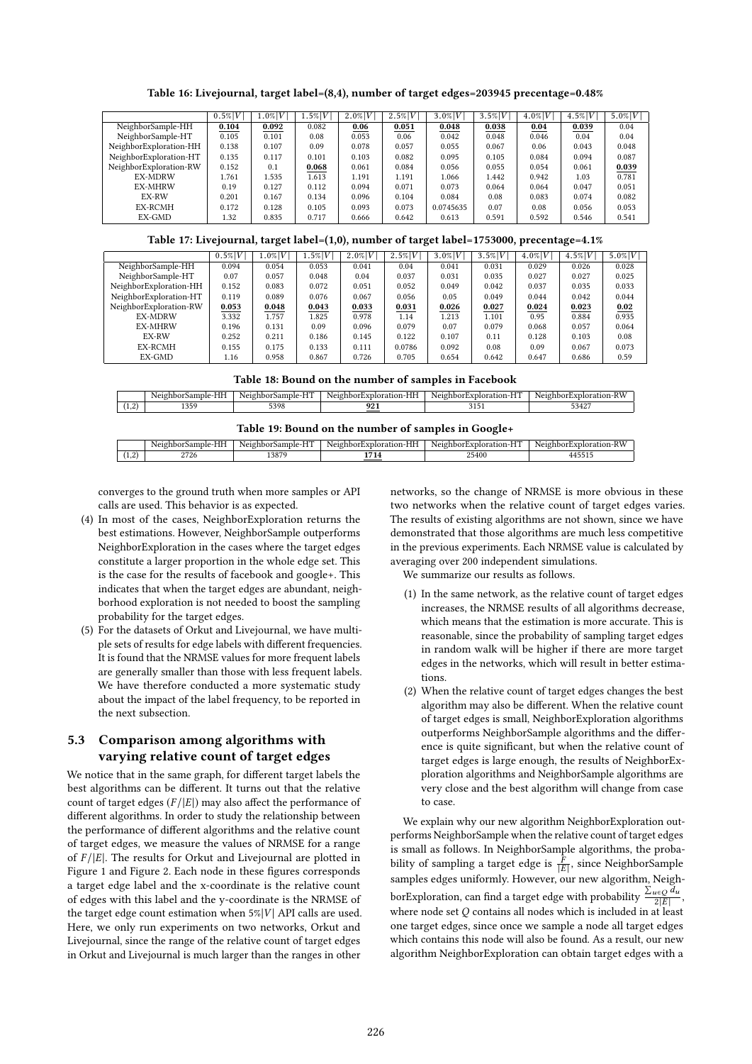**Table 16: Livejournal, target label=(8,4), number of target edges=203945 precentage=0.48%**

| | $0.5\%\lvert V\rvert$ | $1.0\%\lvert V\rvert$ | $1.5\%\lvert V\rvert$ | $2.0\%\lvert V\rvert$ | $2.5\%\lvert V\rvert$ | $3.0\%\lvert V\rvert$ | $3.5\%\lvert V\rvert$ | $4.0\%\lvert V\rvert$ | $4.5\%\lvert V\rvert$ | $5.0\%\lvert V\rvert$ |
|---|---|---|---|---|---|---|---|---|---|---|
| NeighborSample-HH | **0.104** | **0.092** | 0.082 | **0.06** | **0.051** | **0.048** | **0.038** | **0.04** | **0.039** | 0.04 |
| NeighborSample-HT | 0.105 | 0.101 | 0.08 | 0.053 | 0.06 | 0.042 | 0.048 | 0.046 | 0.04 | 0.04 |
| NeighborExploration-HH | 0.138 | 0.107 | 0.09 | 0.078 | 0.057 | 0.055 | 0.067 | 0.06 | 0.043 | 0.048 |
| NeighborExploration-HT | 0.135 | 0.117 | 0.101 | 0.103 | 0.082 | 0.095 | 0.105 | 0.084 | 0.094 | 0.087 |
| NeighborExploration-RW | 0.152 | 0.1 | **0.068** | 0.061 | 0.084 | 0.056 | 0.055 | 0.054 | 0.061 | **0.039** |
| EX-MDRW | 1.761 | 1.535 | 1.613 | 1.191 | 1.191 | 1.066 | 1.442 | 0.942 | 1.03 | 0.781 |
| EX-MHRW | 0.19 | 0.127 | 0.112 | 0.094 | 0.071 | 0.073 | 0.064 | 0.064 | 0.047 | 0.051 |
| EX-RW | 0.201 | 0.167 | 0.134 | 0.096 | 0.104 | 0.084 | 0.08 | 0.083 | 0.074 | 0.082 |
| EX-RCMH | 0.172 | 0.128 | 0.105 | 0.093 | 0.073 | 0.0745635 | 0.07 | 0.08 | 0.056 | 0.053 |
| EX-GMD | 1.32 | 0.835 | 0.717 | 0.666 | 0.642 | 0.613 | 0.591 | 0.592 | 0.546 | 0.541 |

**Table 17: Livejournal, target label=(1,0), number of target label=1753000, precentage=4.1%**

| | $0.5\%\lvert V\rvert$ | $1.0\%\lvert V\rvert$ | $1.5\%\lvert V\rvert$ | $2.0\%\lvert V\rvert$ | $2.5\%\lvert V\rvert$ | $3.0\%\lvert V\rvert$ | $3.5\%\lvert V\rvert$ | $4.0\%\lvert V\rvert$ | $4.5\%\lvert V\rvert$ | $5.0\%\lvert V\rvert$ |
|---|---|---|---|---|---|---|---|---|---|---|
| NeighborSample-HH | 0.094 | 0.054 | 0.053 | 0.041 | 0.04 | 0.041 | 0.031 | 0.029 | 0.026 | 0.028 |
| NeighborSample-HT | 0.07 | 0.057 | 0.048 | 0.04 | 0.037 | 0.031 | 0.035 | 0.027 | 0.027 | 0.025 |
| NeighborExploration-HH | 0.152 | 0.083 | 0.072 | 0.051 | 0.052 | 0.049 | 0.042 | 0.037 | 0.035 | 0.033 |
| NeighborExploration-HT | 0.119 | 0.089 | 0.076 | 0.067 | 0.056 | 0.05 | 0.049 | 0.044 | 0.042 | 0.044 |
| NeighborExploration-RW | **0.053** | **0.048** | **0.043** | **0.033** | **0.031** | **0.026** | **0.027** | **0.024** | **0.023** | **0.02** |
| EX-MDRW | 3.332 | 1.757 | 1.825 | 0.978 | 1.14 | 1.213 | 1.101 | 0.95 | 0.884 | 0.935 |
| EX-MHRW | 0.196 | 0.131 | 0.09 | 0.096 | 0.079 | 0.07 | 0.079 | 0.068 | 0.057 | 0.064 |
| EX-RW | 0.252 | 0.211 | 0.186 | 0.145 | 0.122 | 0.107 | 0.11 | 0.128 | 0.103 | 0.08 |
| EX-RCMH | 0.155 | 0.175 | 0.133 | 0.111 | 0.0786 | 0.092 | 0.08 | 0.09 | 0.067 | 0.073 |
| EX-GMD | 1.16 | 0.958 | 0.867 | 0.726 | 0.705 | 0.654 | 0.642 | 0.647 | 0.686 | 0.59 |

**Table 18: Bound on the number of samples in Facebook**

| | NeighborSample-HH | NeighborSample-HT | NeighborExploration-HH | NeighborExploration-HT | NeighborExploration-RW |
|---|---|---|---|---|---|
| (1,2) | 1359 | 5398 | **921** | 3151 | 53427 |

**Table 19: Bound on the number of samples in Google+**

| | NeighborSample-HH | NeighborSample-HT | NeighborExploration-HH | NeighborExploration-HT | NeighborExploration-RW |
|---|---|---|---|---|---|
| (1,2) | 2726 | 13879 | **1714** | 25400 | 445515 |

converges to the ground truth when more samples or API calls are used. This behavior is as expected.

(4) In most of the cases, NeighborExploration returns the best estimations. However, NeighborSample outperforms NeighborExploration in the cases where the target edges constitute a larger proportion in the whole edge set. This is the case for the results of facebook and google+. This indicates that when the target edges are abundant, neighborhood exploration is not needed to boost the sampling probability for the target edges.

(5) For the datasets of Orkut and Livejournal, we have multiple sets of results for edge labels with different frequencies. It is found that the NRMSE values for more frequent labels are generally smaller than those with less frequent labels. We have therefore conducted a more systematic study about the impact of the label frequency, to be reported in the next subsection.

## 5.3 Comparison among algorithms with varying relative count of target edges

We notice that in the same graph, for different target labels the best algorithms can be different. It turns out that the relative count of target edges ($F/|E|$) may also affect the performance of different algorithms. In order to study the relationship between the performance of different algorithms and the relative count of target edges, we measure the values of NRMSE for a range of $F/|E|$. The results for Orkut and Livejournal are plotted in Figure 1 and Figure 2. Each node in these figures corresponds a target edge label and the x-coordinate is the relative count of edges with this label and the y-coordinate is the NRMSE of the target edge count estimation when $5\%|V|$ API calls are used. Here, we only run experiments on two networks, Orkut and Livejournal, since the range of the relative count of target edges in Orkut and Livejournal is much larger than the ranges in other networks, so the change of NRMSE is more obvious in these two networks when the relative count of target edges varies. The results of existing algorithms are not shown, since we have demonstrated that those algorithms are much less competitive in the previous experiments. Each NRMSE value is calculated by averaging over 200 independent simulations.

We summarize our results as follows.

(1) In the same network, as the relative count of target edges increases, the NRMSE results of all algorithms decrease, which means that the estimation is more accurate. This is reasonable, since the probability of sampling target edges in random walk will be higher if there are more target edges in the networks, which will result in better estimations.

(2) When the relative count of target edges changes the best algorithm may also be different. When the relative count of target edges is small, NeighborExploration algorithms outperforms NeighborSample algorithms and the difference is quite significant, but when the relative count of target edges is large enough, the results of NeighborExploration algorithms and NeighborSample algorithms are very close and the best algorithm will change from case to case.

We explain why our new algorithm NeighborExploration outperforms NeighborSample when the relative count of target edges is small as follows. In NeighborSample algorithms, the probability of sampling a target edge is $\frac{F}{|E|}$, since NeighborSample samples edges uniformly. However, our new algorithm, NeighborExploration, can find a target edge with probability $\frac{\sum_{u \in Q} d_u}{2|E|}$, where node set $Q$ contains all nodes which is included in at least one target edges, since once we sample a node all target edges which contains this node will also be found. As a result, our new algorithm NeighborExploration can obtain target edges with a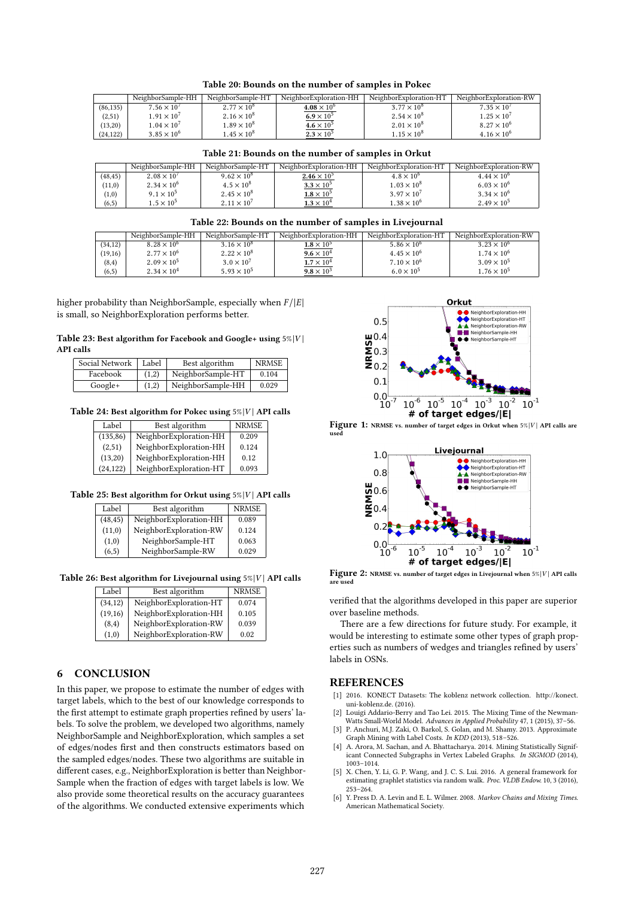**Table 20: Bounds on the number of samples in Pokec**

| | NeighborSample-HH | NeighborSample-HT | NeighborExploration-HH | NeighborExploration-HT | NeighborExploration-RW |
|---|---|---|---|---|---|
| (86,135) | $7.56 \times 10^7$ | $2.77 \times 10^8$ | $\underline{\mathbf{4.08 \times 10^6}}$ | $3.77 \times 10^8$ | $7.35 \times 10^7$ |
| (2,51) | $1.91 \times 10^7$ | $2.16 \times 10^8$ | $\underline{\mathbf{6.9 \times 10^5}}$ | $2.54 \times 10^8$ | $1.25 \times 10^7$ |
| (13,20) | $1.04 \times 10^7$ | $1.89 \times 10^8$ | $\underline{\mathbf{4.6 \times 10^5}}$ | $2.01 \times 10^8$ | $8.27 \times 10^6$ |
| (24,122) | $3.85 \times 10^6$ | $1.45 \times 10^8$ | $\underline{\mathbf{2.3 \times 10^5}}$ | $1.15 \times 10^8$ | $4.16 \times 10^6$ |

**Table 21: Bounds on the number of samples in Orkut**

| | NeighborSample-HH | NeighborSample-HT | NeighborExploration-HH | NeighborExploration-HT | NeighborExploration-RW |
|---|---|---|---|---|---|
| (48,45) | $2.08 \times 10^7$ | $9.62 \times 10^8$ | $\underline{\mathbf{2.46 \times 10^5}}$ | $4.8 \times 10^8$ | $4.44 \times 10^6$ |
| (11,0) | $2.34 \times 10^6$ | $4.5 \times 10^8$ | $\underline{\mathbf{3.3 \times 10^5}}$ | $1.03 \times 10^8$ | $6.03 \times 10^6$ |
| (1,0) | $9.1 \times 10^5$ | $2.45 \times 10^8$ | $\underline{\mathbf{1.8 \times 10^5}}$ | $3.97 \times 10^7$ | $3.34 \times 10^6$ |
| (6,5) | $1.5 \times 10^5$ | $2.11 \times 10^7$ | $\underline{\mathbf{1.3 \times 10^4}}$ | $1.38 \times 10^6$ | $2.49 \times 10^5$ |

**Table 22: Bounds on the number of samples in Livejournal**

| | NeighborSample-HH | NeighborSample-HT | NeighborExploration-HH | NeighborExploration-HT | NeighborExploration-RW |
|---|---|---|---|---|---|
| (34,12) | $8.28 \times 10^6$ | $3.16 \times 10^8$ | $\underline{\mathbf{1.8 \times 10^5}}$ | $5.86 \times 10^6$ | $3.23 \times 10^6$ |
| (19,16) | $2.77 \times 10^6$ | $2.22 \times 10^8$ | $\underline{\mathbf{9.6 \times 10^4}}$ | $4.45 \times 10^6$ | $1.74 \times 10^6$ |
| (8,4) | $2.09 \times 10^5$ | $3.0 \times 10^7$ | $\underline{\mathbf{1.7 \times 10^4}}$ | $7.10 \times 10^6$ | $3.09 \times 10^5$ |
| (6,5) | $2.34 \times 10^4$ | $5.93 \times 10^5$ | $\underline{\mathbf{9.8 \times 10^3}}$ | $6.0 \times 10^5$ | $1.76 \times 10^5$ |

higher probability than NeighborSample, especially when $F/|E|$ is small, so NeighborExploration performs better.

**Table 23: Best algorithm for Facebook and Google+ using $5\%|V|$ API calls**

| Social Network | Label | Best algorithm | NRMSE |
|---|---|---|---|
| Facebook | (1,2) | NeighborSample-HT | 0.104 |
| Google+ | (1,2) | NeighborSample-HH | 0.029 |

**Table 24: Best algorithm for Pokec using $5\%|V|$ API calls**

| Label | Best algorithm | NRMSE |
|---|---|---|
| (135,86) | NeighborExploration-HH | 0.209 |
| (2,51) | NeighborExploration-HH | 0.124 |
| (13,20) | NeighborExploration-HH | 0.12 |
| (24,122) | NeighborExploration-HT | 0.093 |

**Table 25: Best algorithm for Orkut using $5\%|V|$ API calls**

| Label | Best algorithm | NRMSE |
|---|---|---|
| (48,45) | NeighborExploration-HH | 0.089 |
| (11,0) | NeighborExploration-RW | 0.124 |
| (1,0) | NeighborSample-HT | 0.063 |
| (6,5) | NeighborSample-RW | 0.029 |

**Table 26: Best algorithm for Livejournal using $5\%|V|$ API calls**

| Label | Best algorithm | NRMSE |
|---|---|---|
| (34,12) | NeighborExploration-HT | 0.074 |
| (19,16) | NeighborExploration-HH | 0.105 |
| (8,4) | NeighborExploration-RW | 0.039 |
| (1,0) | NeighborExploration-RW | 0.02 |

## 6 CONCLUSION

In this paper, we propose to estimate the number of edges with target labels, which to the best of our knowledge corresponds to the first attempt to estimate graph properties refined by users' labels. To solve the problem, we developed two algorithms, namely NeighborSample and NeighborExploration, which samples a set of edges/nodes first and then constructs estimators based on the sampled edges/nodes. These two algorithms are suitable in different cases, e.g., NeighborExploration is better than NeighborSample when the fraction of edges with target labels is low. We also provide some theoretical results on the accuracy guarantees of the algorithms. We conducted extensive experiments which verified that the algorithms developed in this paper are superior over baseline methods.

There are a few directions for future study. For example, it would be interesting to estimate some other types of graph properties such as numbers of wedges and triangles refined by users' labels in OSNs.

**Figure 1:** NRMSE vs. number of target edges in Orkut when $5\%|V|$ API calls are used

**Figure 2:** NRMSE vs. number of target edges in Livejournal when $5\%|V|$ API calls are used

## REFERENCES

- [1] 2016. KONECT Datasets: The koblenz network collection. http://konect.uni-koblenz.de. (2016).
- [2] Louigi Addario-Berry and Tao Lei. 2015. The Mixing Time of the Newman-Watts Small-World Model. *Advances in Applied Probability* 47, 1 (2015), 37–56.
- [3] P. Anchuri, M.J. Zaki, O. Barkol, S. Golan, and M. Shamy. 2013. Approximate Graph Mining with Label Costs. *In KDD* (2013), 518–526.
- [4] A. Arora, M. Sachan, and A. Bhattacharya. 2014. Mining Statistically Significant Connected Subgraphs in Vertex Labeled Graphs. *In SIGMOD* (2014), 1003–1014.
- [5] X. Chen, Y. Li, G. P. Wang, and J. C. S. Lui. 2016. A general framework for estimating graphlet statistics via random walk. *Proc. VLDB Endow.* 10, 3 (2016), 253–264.
- [6] Y. Press D. A. Levin and E. L. Wilmer. 2008. *Markov Chains and Mixing Times*. American Mathematical Society.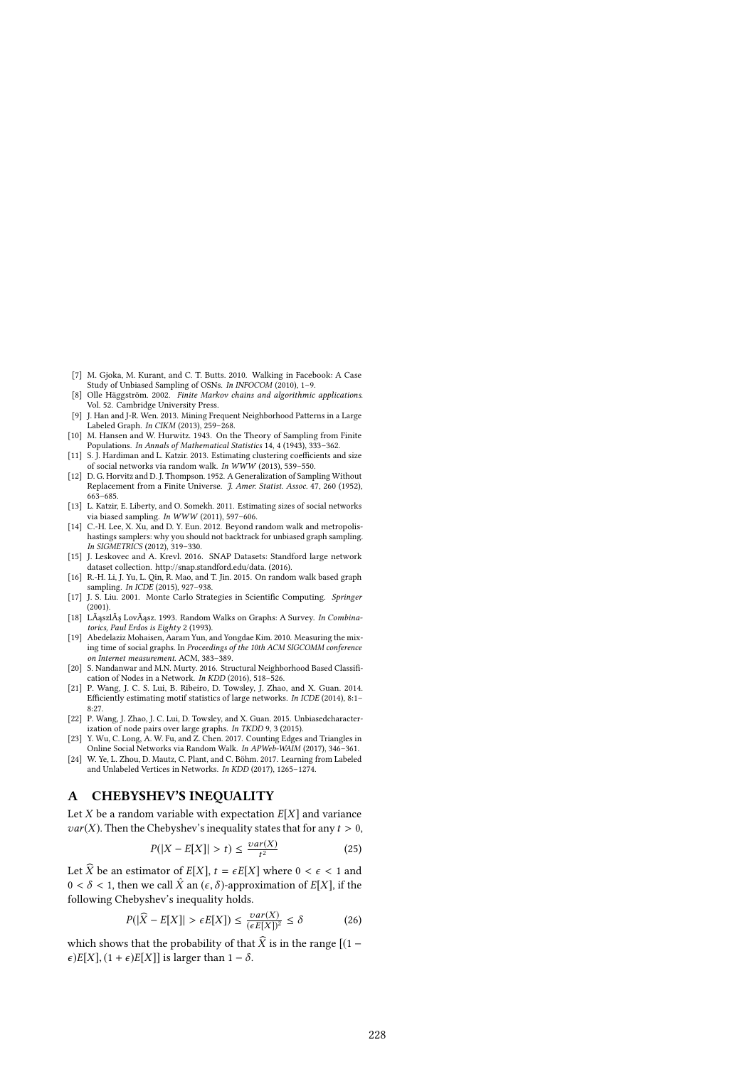[7] M. Gjoka, M. Kurant, and C. T. Butts. 2010. Walking in Facebook: A Case Study of Unbiased Sampling of OSNs. *In INFOCOM* (2010), 1–9.

[8] Olle Häggström. 2002. *Finite Markov chains and algorithmic applications*. Vol. 52. Cambridge University Press.

[9] J. Han and J-R. Wen. 2013. Mining Frequent Neighborhood Patterns in a Large Labeled Graph. *In CIKM* (2013), 259–268.

[10] M. Hansen and W. Hurwitz. 1943. On the Theory of Sampling from Finite Populations. *In Annals of Mathematical Statistics* 14, 4 (1943), 333–362.

[11] S. J. Hardiman and L. Katzir. 2013. Estimating clustering coefficients and size of social networks via random walk. *In WWW* (2013), 539–550.

[12] D. G. Horvitz and D. J. Thompson. 1952. A Generalization of Sampling Without Replacement from a Finite Universe. *J. Amer. Statist. Assoc.* 47, 260 (1952), 663–685.

[13] L. Katzir, E. Liberty, and O. Somekh. 2011. Estimating sizes of social networks via biased sampling. *In WWW* (2011), 597–606.

[14] C.-H. Lee, X. Xu, and D. Y. Eun. 2012. Beyond random walk and metropolis-hastings samplers: why you should not backtrack for unbiased graph sampling. *In SIGMETRICS* (2012), 319–330.

[15] J. Leskovec and A. Krevl. 2016. SNAP Datasets: Standford large network dataset collection. http://snap.standford.edu/data. (2016).

[16] R.-H. Li, J. Yu, L. Qin, R. Mao, and T. Jin. 2015. On random walk based graph sampling. *In ICDE* (2015), 927–938.

[17] J. S. Liu. 2001. Monte Carlo Strategies in Scientific Computing. *Springer* (2001).

[18] LÃąszlÃş LovÃąsz. 1993. Random Walks on Graphs: A Survey. *In Combinatorics, Paul Erdos is Eighty* 2 (1993).

[19] Abedelaziz Mohaisen, Aaram Yun, and Yongdae Kim. 2010. Measuring the mixing time of social graphs. In *Proceedings of the 10th ACM SIGCOMM conference on Internet measurement*. ACM, 383–389.

[20] S. Nandanwar and M.N. Murty. 2016. Structural Neighborhood Based Classification of Nodes in a Network. *In KDD* (2016), 518–526.

[21] P. Wang, J. C. S. Lui, B. Ribeiro, D. Towsley, J. Zhao, and X. Guan. 2014. Efficiently estimating motif statistics of large networks. *In ICDE* (2014), 8:1–8:27.

[22] P. Wang, J. Zhao, J. C. Lui, D. Towsley, and X. Guan. 2015. Unbiasedcharacterization of node pairs over large graphs. *In TKDD* 9, 3 (2015).

[23] Y. Wu, C. Long, A. W. Fu, and Z. Chen. 2017. Counting Edges and Triangles in Online Social Networks via Random Walk. *In APWeb-WAIM* (2017), 346–361.

[24] W. Ye, L. Zhou, D. Mautz, C. Plant, and C. Böhm. 2017. Learning from Labeled and Unlabeled Vertices in Networks. *In KDD* (2017), 1265–1274.

# A CHEBYSHEV'S INEQUALITY

Let $X$ be a random variable with expectation $E[X]$ and variance $var(X)$. Then the Chebyshev's inequality states that for any $t > 0$,

$$P(|X - E[X]| > t) \leq \frac{var(X)}{t^2} \tag{25}$$

Let $\widehat{X}$ be an estimator of $E[X]$, $t = \epsilon E[X]$ where $0 < \epsilon < 1$ and $0 < \delta < 1$, then we call $\hat{X}$ an $(\epsilon, \delta)$-approximation of $E[X]$, if the following Chebyshev's inequality holds.

$$P(|\widehat{X} - E[X]| > \epsilon E[X]) \leq \frac{var(X)}{(\epsilon E[X])^2} \leq \delta \tag{26}$$

which shows that the probability of that $\widehat{X}$ is in the range $[(1-\epsilon)E[X], (1+\epsilon)E[X]]$ is larger than $1 - \delta$.